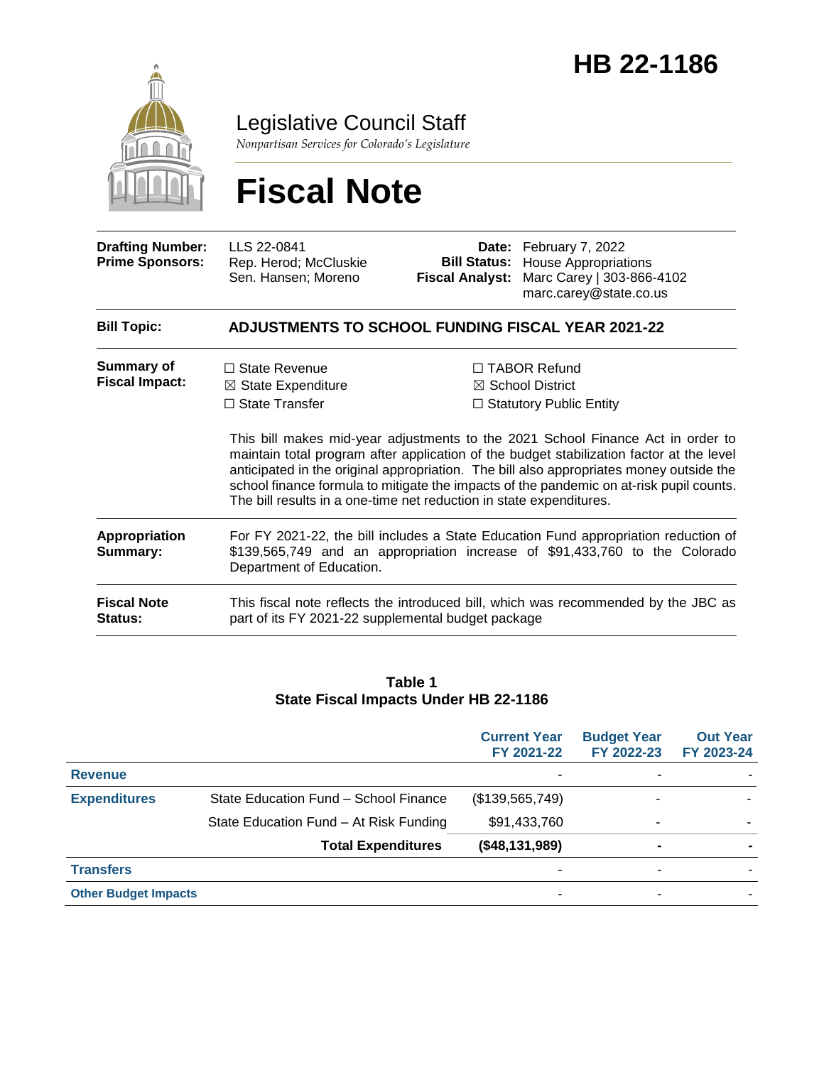# HB 22-1186

## Legislative Council Staff

*Nonpartisan Services for Colorado's Legislature*

# Fiscal Note

| | | | |
|---|---|---|---|
| **Drafting Number:** | LLS 22-0841 | **Date:** | February 7, 2022 |
| **Prime Sponsors:** | Rep. Herod; McCluskie<br>Sen. Hansen; Moreno | **Bill Status:** | House Appropriations |
| | | **Fiscal Analyst:** | Marc Carey \| 303-866-4102<br>marc.carey@state.co.us |

**Bill Topic:** **ADJUSTMENTS TO SCHOOL FUNDING FISCAL YEAR 2021-22**

**Summary of Fiscal Impact:**

☐ State Revenue
☒ State Expenditure
☐ State Transfer
☐ TABOR Refund
☒ School District
☐ Statutory Public Entity

This bill makes mid-year adjustments to the 2021 School Finance Act in order to maintain total program after application of the budget stabilization factor at the level anticipated in the original appropriation. The bill also appropriates money outside the school finance formula to mitigate the impacts of the pandemic on at-risk pupil counts. The bill results in a one-time net reduction in state expenditures.

**Appropriation Summary:** For FY 2021-22, the bill includes a State Education Fund appropriation reduction of $139,565,749 and an appropriation increase of $91,433,760 to the Colorado Department of Education.

**Fiscal Note Status:** This fiscal note reflects the introduced bill, which was recommended by the JBC as part of its FY 2021-22 supplemental budget package

**Table 1**
**State Fiscal Impacts Under HB 22-1186**

| | | Current Year FY 2021-22 | Budget Year FY 2022-23 | Out Year FY 2023-24 |
|---|---|---|---|---|
| **Revenue** | | - | - | - |
| **Expenditures** | State Education Fund – School Finance | ($139,565,749) | - | - |
| | State Education Fund – At Risk Funding | $91,433,760 | - | - |
| | **Total Expenditures** | **($48,131,989)** | **-** | **-** |
| **Transfers** | | - | - | - |
| **Other Budget Impacts** | | - | - | - |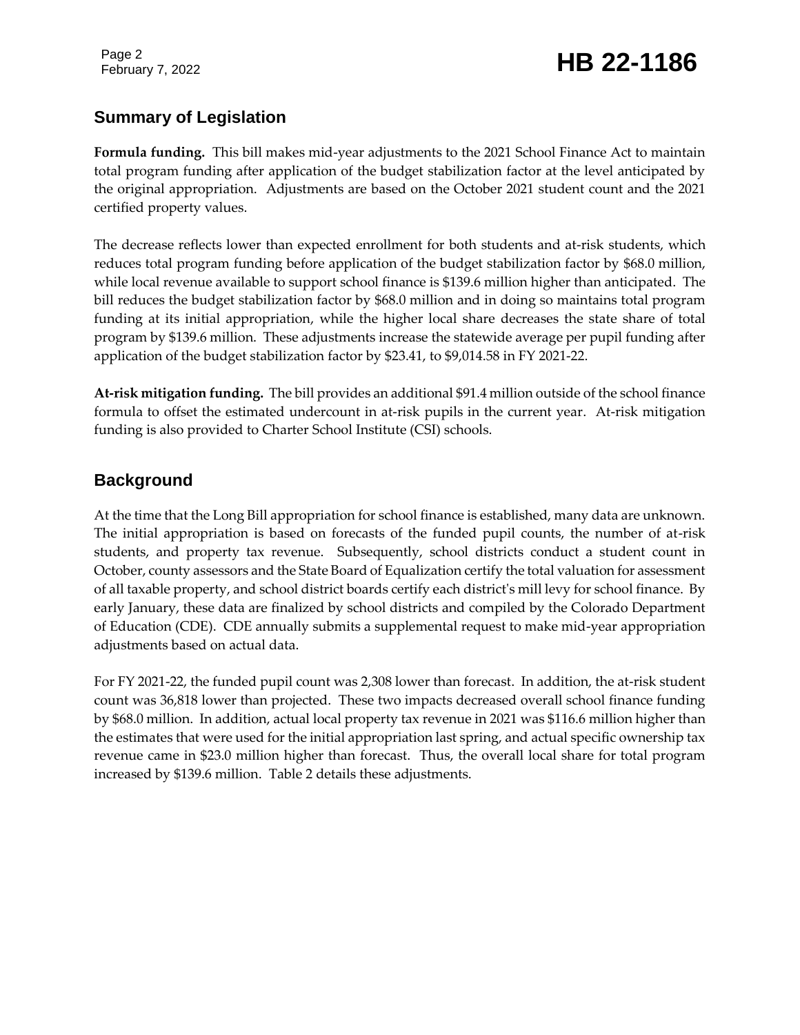## Summary of Legislation

**Formula funding.** This bill makes mid-year adjustments to the 2021 School Finance Act to maintain total program funding after application of the budget stabilization factor at the level anticipated by the original appropriation. Adjustments are based on the October 2021 student count and the 2021 certified property values.

The decrease reflects lower than expected enrollment for both students and at-risk students, which reduces total program funding before application of the budget stabilization factor by $68.0 million, while local revenue available to support school finance is $139.6 million higher than anticipated. The bill reduces the budget stabilization factor by $68.0 million and in doing so maintains total program funding at its initial appropriation, while the higher local share decreases the state share of total program by $139.6 million. These adjustments increase the statewide average per pupil funding after application of the budget stabilization factor by $23.41, to $9,014.58 in FY 2021-22.

**At-risk mitigation funding.** The bill provides an additional $91.4 million outside of the school finance formula to offset the estimated undercount in at-risk pupils in the current year. At-risk mitigation funding is also provided to Charter School Institute (CSI) schools.

## Background

At the time that the Long Bill appropriation for school finance is established, many data are unknown. The initial appropriation is based on forecasts of the funded pupil counts, the number of at-risk students, and property tax revenue. Subsequently, school districts conduct a student count in October, county assessors and the State Board of Equalization certify the total valuation for assessment of all taxable property, and school district boards certify each district's mill levy for school finance. By early January, these data are finalized by school districts and compiled by the Colorado Department of Education (CDE). CDE annually submits a supplemental request to make mid-year appropriation adjustments based on actual data.

For FY 2021-22, the funded pupil count was 2,308 lower than forecast. In addition, the at-risk student count was 36,818 lower than projected. These two impacts decreased overall school finance funding by $68.0 million. In addition, actual local property tax revenue in 2021 was $116.6 million higher than the estimates that were used for the initial appropriation last spring, and actual specific ownership tax revenue came in $23.0 million higher than forecast. Thus, the overall local share for total program increased by $139.6 million. Table 2 details these adjustments.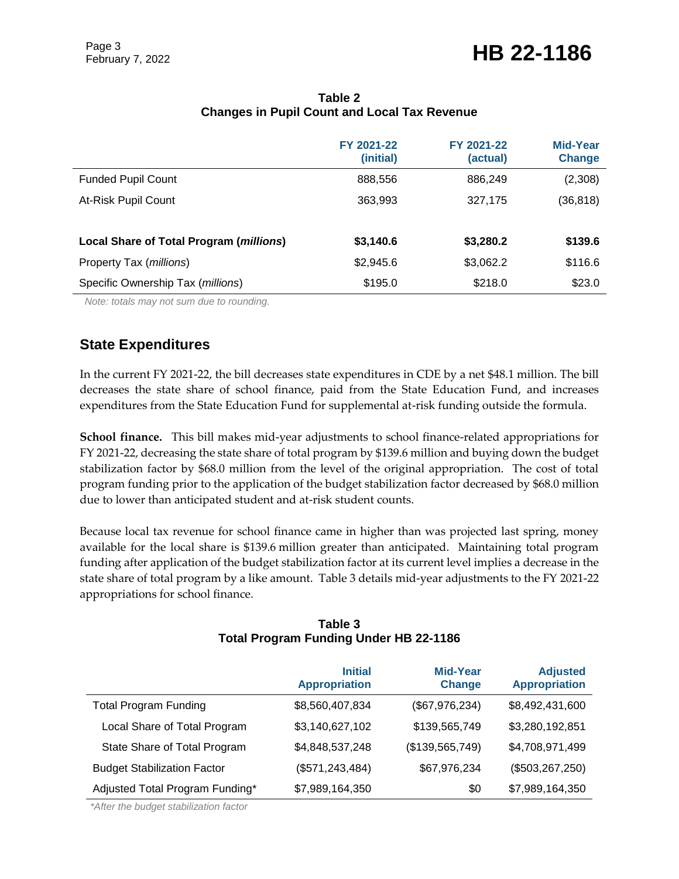**Table 2**
**Changes in Pupil Count and Local Tax Revenue**

| | FY 2021-22 (initial) | FY 2021-22 (actual) | Mid-Year Change |
|---|---|---|---|
| Funded Pupil Count | 888,556 | 886,249 | (2,308) |
| At-Risk Pupil Count | 363,993 | 327,175 | (36,818) |
| | | | |
| **Local Share of Total Program (*millions*)** | **$3,140.6** | **$3,280.2** | **$139.6** |
| Property Tax (*millions*) | $2,945.6 | $3,062.2 | $116.6 |
| Specific Ownership Tax (*millions*) | $195.0 | $218.0 | $23.0 |

*Note: totals may not sum due to rounding.*

## State Expenditures

In the current FY 2021-22, the bill decreases state expenditures in CDE by a net $48.1 million. The bill decreases the state share of school finance, paid from the State Education Fund, and increases expenditures from the State Education Fund for supplemental at-risk funding outside the formula.

**School finance.** This bill makes mid-year adjustments to school finance-related appropriations for FY 2021-22, decreasing the state share of total program by $139.6 million and buying down the budget stabilization factor by $68.0 million from the level of the original appropriation. The cost of total program funding prior to the application of the budget stabilization factor decreased by $68.0 million due to lower than anticipated student and at-risk student counts.

Because local tax revenue for school finance came in higher than was projected last spring, money available for the local share is $139.6 million greater than anticipated. Maintaining total program funding after application of the budget stabilization factor at its current level implies a decrease in the state share of total program by a like amount. Table 3 details mid-year adjustments to the FY 2021-22 appropriations for school finance.

**Table 3**
**Total Program Funding Under HB 22-1186**

| | Initial Appropriation | Mid-Year Change | Adjusted Appropriation |
|---|---|---|---|
| Total Program Funding | $8,560,407,834 | ($67,976,234) | $8,492,431,600 |
| Local Share of Total Program | $3,140,627,102 | $139,565,749 | $3,280,192,851 |
| State Share of Total Program | $4,848,537,248 | ($139,565,749) | $4,708,971,499 |
| Budget Stabilization Factor | ($571,243,484) | $67,976,234 | ($503,267,250) |
| Adjusted Total Program Funding* | $7,989,164,350 | $0 | $7,989,164,350 |

*\*After the budget stabilization factor*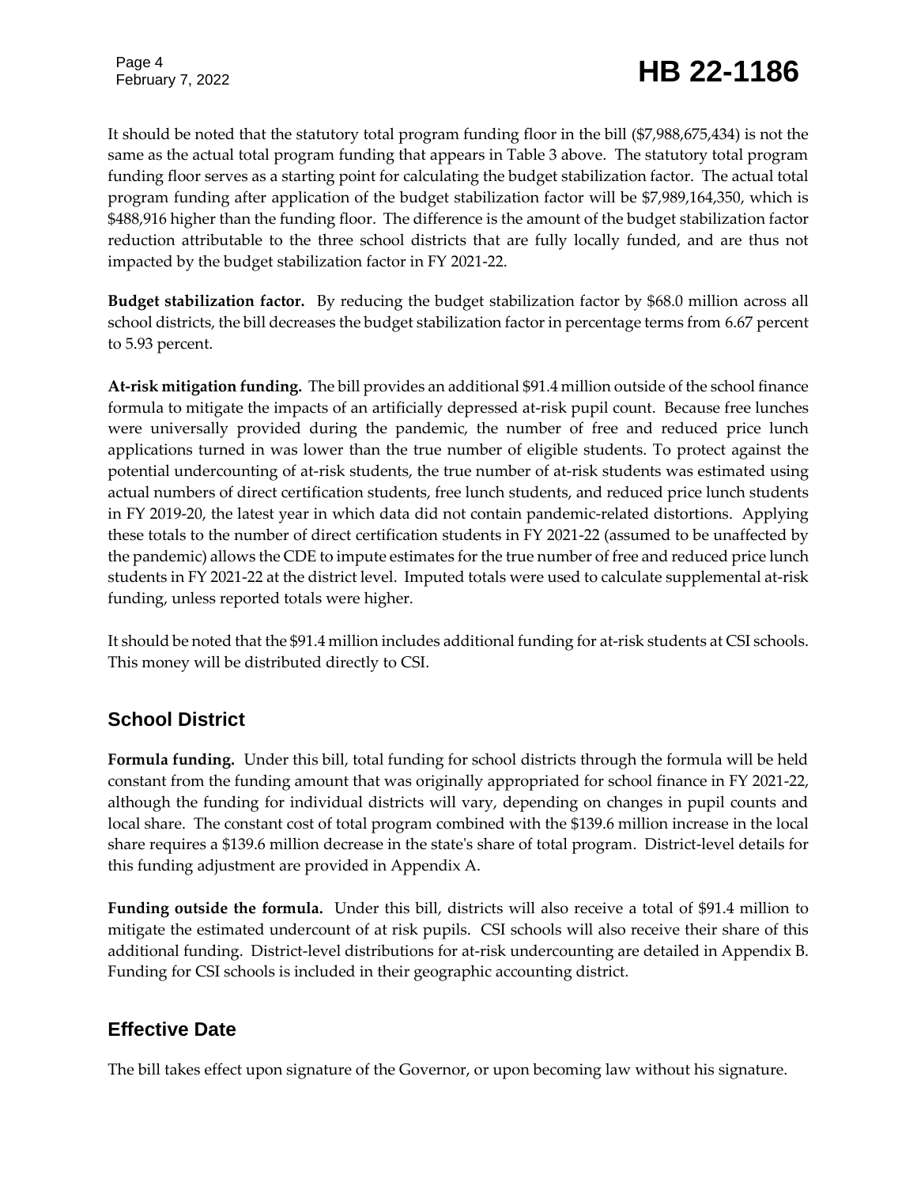It should be noted that the statutory total program funding floor in the bill ($7,988,675,434) is not the same as the actual total program funding that appears in Table 3 above. The statutory total program funding floor serves as a starting point for calculating the budget stabilization factor. The actual total program funding after application of the budget stabilization factor will be $7,989,164,350, which is $488,916 higher than the funding floor. The difference is the amount of the budget stabilization factor reduction attributable to the three school districts that are fully locally funded, and are thus not impacted by the budget stabilization factor in FY 2021-22.

**Budget stabilization factor.** By reducing the budget stabilization factor by $68.0 million across all school districts, the bill decreases the budget stabilization factor in percentage terms from 6.67 percent to 5.93 percent.

**At-risk mitigation funding.** The bill provides an additional $91.4 million outside of the school finance formula to mitigate the impacts of an artificially depressed at-risk pupil count. Because free lunches were universally provided during the pandemic, the number of free and reduced price lunch applications turned in was lower than the true number of eligible students. To protect against the potential undercounting of at-risk students, the true number of at-risk students was estimated using actual numbers of direct certification students, free lunch students, and reduced price lunch students in FY 2019-20, the latest year in which data did not contain pandemic-related distortions. Applying these totals to the number of direct certification students in FY 2021-22 (assumed to be unaffected by the pandemic) allows the CDE to impute estimates for the true number of free and reduced price lunch students in FY 2021-22 at the district level. Imputed totals were used to calculate supplemental at-risk funding, unless reported totals were higher.

It should be noted that the $91.4 million includes additional funding for at-risk students at CSI schools. This money will be distributed directly to CSI.

## School District

**Formula funding.** Under this bill, total funding for school districts through the formula will be held constant from the funding amount that was originally appropriated for school finance in FY 2021-22, although the funding for individual districts will vary, depending on changes in pupil counts and local share. The constant cost of total program combined with the $139.6 million increase in the local share requires a $139.6 million decrease in the state's share of total program. District-level details for this funding adjustment are provided in Appendix A.

**Funding outside the formula.** Under this bill, districts will also receive a total of $91.4 million to mitigate the estimated undercount of at risk pupils. CSI schools will also receive their share of this additional funding. District-level distributions for at-risk undercounting are detailed in Appendix B. Funding for CSI schools is included in their geographic accounting district.

## Effective Date

The bill takes effect upon signature of the Governor, or upon becoming law without his signature.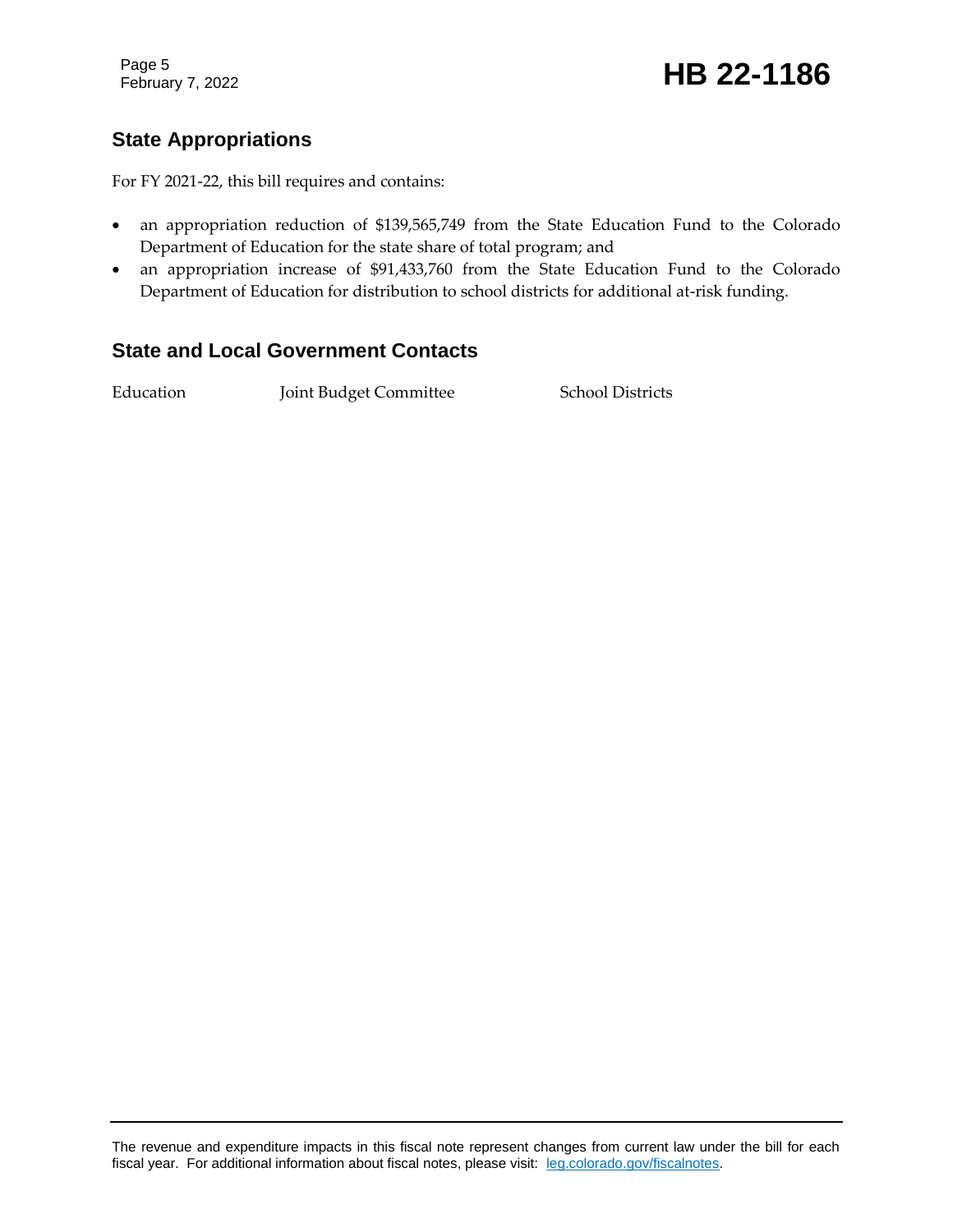## State Appropriations

For FY 2021-22, this bill requires and contains:

- an appropriation reduction of $139,565,749 from the State Education Fund to the Colorado Department of Education for the state share of total program; and
- an appropriation increase of $91,433,760 from the State Education Fund to the Colorado Department of Education for distribution to school districts for additional at-risk funding.

## State and Local Government Contacts

Education　　　　Joint Budget Committee　　　　School Districts

The revenue and expenditure impacts in this fiscal note represent changes from current law under the bill for each fiscal year. For additional information about fiscal notes, please visit: leg.colorado.gov/fiscalnotes.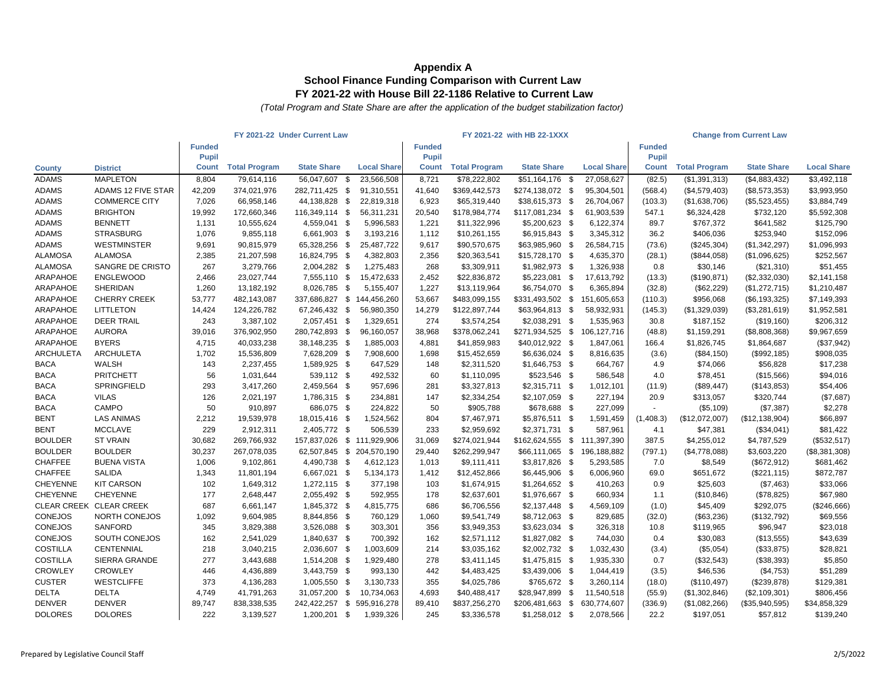# Appendix A
## School Finance Funding Comparison with Current Law
## FY 2021-22 with House Bill 22-1186 Relative to Current Law

*(Total Program and State Share are after the application of the budget stabilization factor)*

| | | FY 2021-22 Under Current Law | | | | FY 2021-22 with HB 22-1XXX | | | | Change from Current Law | | | |
|---|---|---|---|---|---|---|---|---|---|---|---|---|---|
| County | District | Funded Pupil Count | Total Program | State Share | Local Share | Funded Pupil Count | Total Program | State Share | Local Share | Funded Pupil Count | Total Program | State Share | Local Share |
| ADAMS | MAPLETON | 8,804 | 79,614,116 | 56,047,607 | $ 23,566,508 | 8,721 | $78,222,802 | $51,164,176 | $ 27,058,627 | (82.5) | ($1,391,313) | ($4,883,432) | $3,492,118 |
| ADAMS | ADAMS 12 FIVE STAR | 42,209 | 374,021,976 | 282,711,425 | $ 91,310,551 | 41,640 | $369,442,573 | $274,138,072 | $ 95,304,501 | (568.4) | ($4,579,403) | ($8,573,353) | $3,993,950 |
| ADAMS | COMMERCE CITY | 7,026 | 66,958,146 | 44,138,828 | $ 22,819,318 | 6,923 | $65,319,440 | $38,615,373 | $ 26,704,067 | (103.3) | ($1,638,706) | ($5,523,455) | $3,884,749 |
| ADAMS | BRIGHTON | 19,992 | 172,660,346 | 116,349,114 | $ 56,311,231 | 20,540 | $178,984,774 | $117,081,234 | $ 61,903,539 | 547.1 | $6,324,428 | $732,120 | $5,592,308 |
| ADAMS | BENNETT | 1,131 | 10,555,624 | 4,559,041 | $ 5,996,583 | 1,221 | $11,322,996 | $5,200,623 | $ 6,122,374 | 89.7 | $767,372 | $641,582 | $125,790 |
| ADAMS | STRASBURG | 1,076 | 9,855,118 | 6,661,903 | $ 3,193,216 | 1,112 | $10,261,155 | $6,915,843 | $ 3,345,312 | 36.2 | $406,036 | $253,940 | $152,096 |
| ADAMS | WESTMINSTER | 9,691 | 90,815,979 | 65,328,256 | $ 25,487,722 | 9,617 | $90,570,675 | $63,985,960 | $ 26,584,715 | (73.6) | ($245,304) | ($1,342,297) | $1,096,993 |
| ALAMOSA | ALAMOSA | 2,385 | 21,207,598 | 16,824,795 | $ 4,382,803 | 2,356 | $20,363,541 | $15,728,170 | $ 4,635,370 | (28.1) | ($844,058) | ($1,096,625) | $252,567 |
| ALAMOSA | SANGRE DE CRISTO | 267 | 3,279,766 | 2,004,282 | $ 1,275,483 | 268 | $3,309,911 | $1,982,973 | $ 1,326,938 | 0.8 | $30,146 | ($21,310) | $51,455 |
| ARAPAHOE | ENGLEWOOD | 2,466 | 23,027,744 | 7,555,110 | $ 15,472,633 | 2,452 | $22,836,872 | $5,223,081 | $ 17,613,792 | (13.3) | ($190,871) | ($2,332,030) | $2,141,158 |
| ARAPAHOE | SHERIDAN | 1,260 | 13,182,192 | 8,026,785 | $ 5,155,407 | 1,227 | $13,119,964 | $6,754,070 | $ 6,365,894 | (32.8) | ($62,229) | ($1,272,715) | $1,210,487 |
| ARAPAHOE | CHERRY CREEK | 53,777 | 482,143,087 | 337,686,827 | $ 144,456,260 | 53,667 | $483,099,155 | $331,493,502 | $ 151,605,653 | (110.3) | $956,068 | ($6,193,325) | $7,149,393 |
| ARAPAHOE | LITTLETON | 14,424 | 124,226,782 | 67,246,432 | $ 56,980,350 | 14,279 | $122,897,744 | $63,964,813 | $ 58,932,931 | (145.3) | ($1,329,039) | ($3,281,619) | $1,952,581 |
| ARAPAHOE | DEER TRAIL | 243 | 3,387,102 | 2,057,451 | $ 1,329,651 | 274 | $3,574,254 | $2,038,291 | $ 1,535,963 | 30.8 | $187,152 | ($19,160) | $206,312 |
| ARAPAHOE | AURORA | 39,016 | 376,902,950 | 280,742,893 | $ 96,160,057 | 38,968 | $378,062,241 | $271,934,525 | $ 106,127,716 | (48.8) | $1,159,291 | ($8,808,368) | $9,967,659 |
| ARAPAHOE | BYERS | 4,715 | 40,033,238 | 38,148,235 | $ 1,885,003 | 4,881 | $41,859,983 | $40,012,922 | $ 1,847,061 | 166.4 | $1,826,745 | $1,864,687 | ($37,942) |
| ARCHULETA | ARCHULETA | 1,702 | 15,536,809 | 7,628,209 | $ 7,908,600 | 1,698 | $15,452,659 | $6,636,024 | $ 8,816,635 | (3.6) | ($84,150) | ($992,185) | $908,035 |
| BACA | WALSH | 143 | 2,237,455 | 1,589,925 | $ 647,529 | 148 | $2,311,520 | $1,646,753 | $ 664,767 | 4.9 | $74,066 | $56,828 | $17,238 |
| BACA | PRITCHETT | 56 | 1,031,644 | 539,112 | $ 492,532 | 60 | $1,110,095 | $523,546 | $ 586,548 | 4.0 | $78,451 | ($15,566) | $94,016 |
| BACA | SPRINGFIELD | 293 | 3,417,260 | 2,459,564 | $ 957,696 | 281 | $3,327,813 | $2,315,711 | $ 1,012,101 | (11.9) | ($89,447) | ($143,853) | $54,406 |
| BACA | VILAS | 126 | 2,021,197 | 1,786,315 | $ 234,881 | 147 | $2,334,254 | $2,107,059 | $ 227,194 | 20.9 | $313,057 | $320,744 | ($7,687) |
| BACA | CAMPO | 50 | 910,897 | 686,075 | $ 224,822 | 50 | $905,788 | $678,688 | $ 227,099 | - | ($5,109) | ($7,387) | $2,278 |
| BENT | LAS ANIMAS | 2,212 | 19,539,978 | 18,015,416 | $ 1,524,562 | 804 | $7,467,971 | $5,876,511 | $ 1,591,459 | (1,408.3) | ($12,072,007) | ($12,138,904) | $66,897 |
| BENT | MCCLAVE | 229 | 2,912,311 | 2,405,772 | $ 506,539 | 233 | $2,959,692 | $2,371,731 | $ 587,961 | 4.1 | $47,381 | ($34,041) | $81,422 |
| BOULDER | ST VRAIN | 30,682 | 269,766,932 | 157,837,026 | $ 111,929,906 | 31,069 | $274,021,944 | $162,624,555 | $ 111,397,390 | 387.5 | $4,255,012 | $4,787,529 | ($532,517) |
| BOULDER | BOULDER | 30,237 | 267,078,035 | 62,507,845 | $ 204,570,190 | 29,440 | $262,299,947 | $66,111,065 | $ 196,188,882 | (797.1) | ($4,778,088) | $3,603,220 | ($8,381,308) |
| CHAFFEE | BUENA VISTA | 1,006 | 9,102,861 | 4,490,738 | $ 4,612,123 | 1,013 | $9,111,411 | $3,817,826 | $ 5,293,585 | 7.0 | $8,549 | ($672,912) | $681,462 |
| CHAFFEE | SALIDA | 1,343 | 11,801,194 | 6,667,021 | $ 5,134,173 | 1,412 | $12,452,866 | $6,445,906 | $ 6,006,960 | 69.0 | $651,672 | ($221,115) | $872,787 |
| CHEYENNE | KIT CARSON | 102 | 1,649,312 | 1,272,115 | $ 377,198 | 103 | $1,674,915 | $1,264,652 | $ 410,263 | 0.9 | $25,603 | ($7,463) | $33,066 |
| CHEYENNE | CHEYENNE | 177 | 2,648,447 | 2,055,492 | $ 592,955 | 178 | $2,637,601 | $1,976,667 | $ 660,934 | 1.1 | ($10,846) | ($78,825) | $67,980 |
| CLEAR CREEK | CLEAR CREEK | 687 | 6,661,147 | 1,845,372 | $ 4,815,775 | 686 | $6,706,556 | $2,137,448 | $ 4,569,109 | (1.0) | $45,409 | $292,075 | ($246,666) |
| CONEJOS | NORTH CONEJOS | 1,092 | 9,604,985 | 8,844,856 | $ 760,129 | 1,060 | $9,541,749 | $8,712,063 | $ 829,685 | (32.0) | ($63,236) | ($132,792) | $69,556 |
| CONEJOS | SANFORD | 345 | 3,829,388 | 3,526,088 | $ 303,301 | 356 | $3,949,353 | $3,623,034 | $ 326,318 | 10.8 | $119,965 | $96,947 | $23,018 |
| CONEJOS | SOUTH CONEJOS | 162 | 2,541,029 | 1,840,637 | $ 700,392 | 162 | $2,571,112 | $1,827,082 | $ 744,030 | 0.4 | $30,083 | ($13,555) | $43,639 |
| COSTILLA | CENTENNIAL | 218 | 3,040,215 | 2,036,607 | $ 1,003,609 | 214 | $3,035,162 | $2,002,732 | $ 1,032,430 | (3.4) | ($5,054) | ($33,875) | $28,821 |
| COSTILLA | SIERRA GRANDE | 277 | 3,443,688 | 1,514,208 | $ 1,929,480 | 278 | $3,411,145 | $1,475,815 | $ 1,935,330 | 0.7 | ($32,543) | ($38,393) | $5,850 |
| CROWLEY | CROWLEY | 446 | 4,436,889 | 3,443,759 | $ 993,130 | 442 | $4,483,425 | $3,439,006 | $ 1,044,419 | (3.5) | $46,536 | ($4,753) | $51,289 |
| CUSTER | WESTCLIFFE | 373 | 4,136,283 | 1,005,550 | $ 3,130,733 | 355 | $4,025,786 | $765,672 | $ 3,260,114 | (18.0) | ($110,497) | ($239,878) | $129,381 |
| DELTA | DELTA | 4,749 | 41,791,263 | 31,057,200 | $ 10,734,063 | 4,693 | $40,488,417 | $28,947,899 | $ 11,540,518 | (55.9) | ($1,302,846) | ($2,109,301) | $806,456 |
| DENVER | DENVER | 89,747 | 838,338,535 | 242,422,257 | $ 595,916,278 | 89,410 | $837,256,270 | $206,481,663 | $ 630,774,607 | (336.9) | ($1,082,266) | ($35,940,595) | $34,858,329 |
| DOLORES | DOLORES | 222 | 3,139,527 | 1,200,201 | $ 1,939,326 | 245 | $3,336,578 | $1,258,012 | $ 2,078,566 | 22.2 | $197,051 | $57,812 | $139,240 |

Prepared by Legislative Council Staff

2/5/2022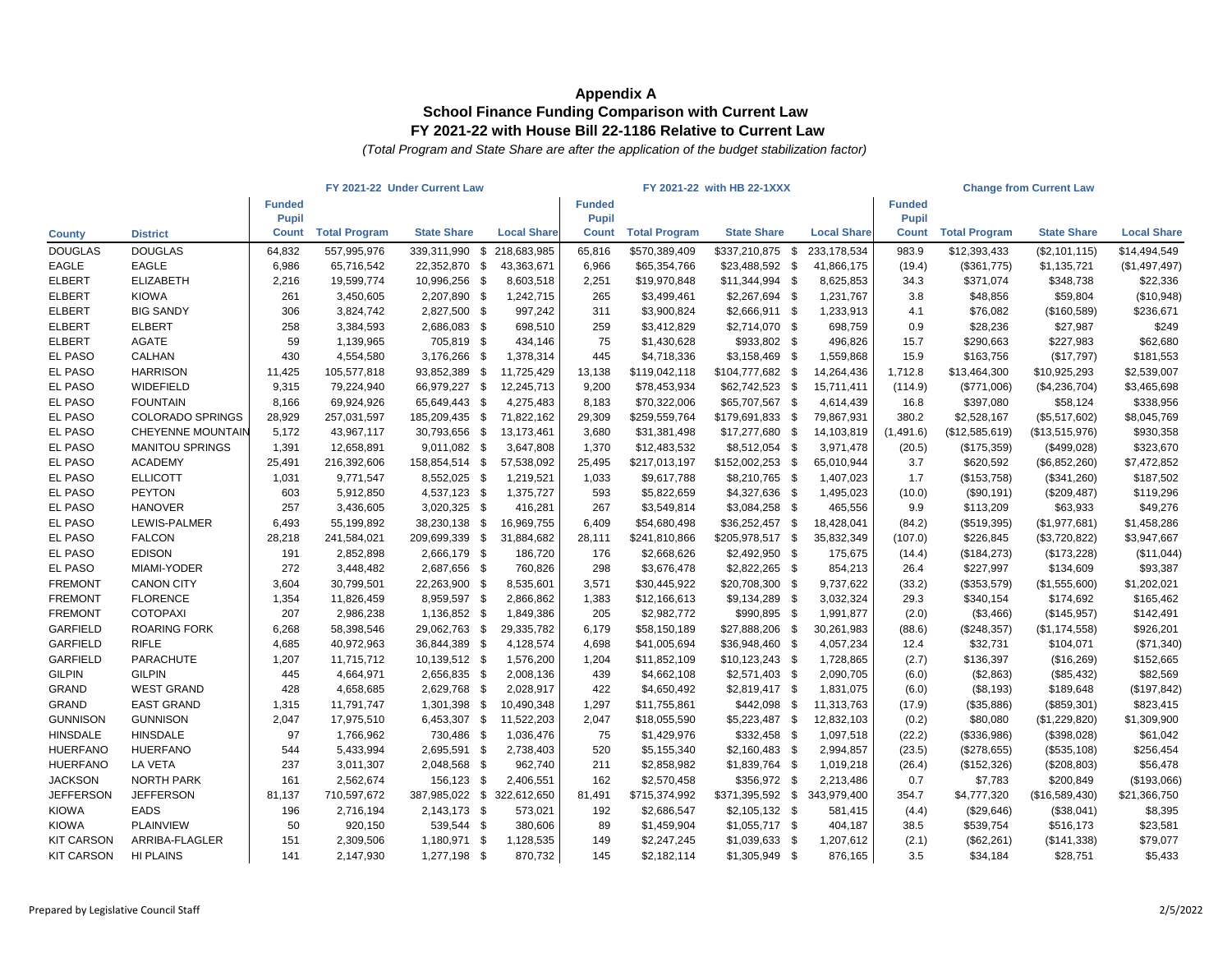# Appendix A
## School Finance Funding Comparison with Current Law
## FY 2021-22 with House Bill 22-1186 Relative to Current Law

*(Total Program and State Share are after the application of the budget stabilization factor)*

| | | FY 2021-22 Under Current Law | | | | FY 2021-22 with HB 22-1XXX | | | | Change from Current Law | | | |
|---|---|---|---|---|---|---|---|---|---|---|---|---|---|
| County | District | Funded Pupil Count | Total Program | State Share | Local Share | Funded Pupil Count | Total Program | State Share | Local Share | Funded Pupil Count | Total Program | State Share | Local Share |
| DOUGLAS | DOUGLAS | 64,832 | 557,995,976 | 339,311,990 | $ 218,683,985 | 65,816 | $570,389,409 | $337,210,875 | $ 233,178,534 | 983.9 | $12,393,433 | ($2,101,115) | $14,494,549 |
| EAGLE | EAGLE | 6,986 | 65,716,542 | 22,352,870 | $ 43,363,671 | 6,966 | $65,354,766 | $23,488,592 | $ 41,866,175 | (19.4) | ($361,775) | $1,135,721 | ($1,497,497) |
| ELBERT | ELIZABETH | 2,216 | 19,599,774 | 10,996,256 | $ 8,603,518 | 2,251 | $19,970,848 | $11,344,994 | $ 8,625,853 | 34.3 | $371,074 | $348,738 | $22,336 |
| ELBERT | KIOWA | 261 | 3,450,605 | 2,207,890 | $ 1,242,715 | 265 | $3,499,461 | $2,267,694 | $ 1,231,767 | 3.8 | $48,856 | $59,804 | ($10,948) |
| ELBERT | BIG SANDY | 306 | 3,824,742 | 2,827,500 | $ 997,242 | 311 | $3,900,824 | $2,666,911 | $ 1,233,913 | 4.1 | $76,082 | ($160,589) | $236,671 |
| ELBERT | ELBERT | 258 | 3,384,593 | 2,686,083 | $ 698,510 | 259 | $3,412,829 | $2,714,070 | $ 698,759 | 0.9 | $28,236 | $27,987 | $249 |
| ELBERT | AGATE | 59 | 1,139,965 | 705,819 | $ 434,146 | 75 | $1,430,628 | $933,802 | $ 496,826 | 15.7 | $290,663 | $227,983 | $62,680 |
| EL PASO | CALHAN | 430 | 4,554,580 | 3,176,266 | $ 1,378,314 | 445 | $4,718,336 | $3,158,469 | $ 1,559,868 | 15.9 | $163,756 | ($17,797) | $181,553 |
| EL PASO | HARRISON | 11,425 | 105,577,818 | 93,852,389 | $ 11,725,429 | 13,138 | $119,042,118 | $104,777,682 | $ 14,264,436 | 1,712.8 | $13,464,300 | $10,925,293 | $2,539,007 |
| EL PASO | WIDEFIELD | 9,315 | 79,224,940 | 66,979,227 | $ 12,245,713 | 9,200 | $78,453,934 | $62,742,523 | $ 15,711,411 | (114.9) | ($771,006) | ($4,236,704) | $3,465,698 |
| EL PASO | FOUNTAIN | 8,166 | 69,924,926 | 65,649,443 | $ 4,275,483 | 8,183 | $70,322,006 | $65,707,567 | $ 4,614,439 | 16.8 | $397,080 | $58,124 | $338,956 |
| EL PASO | COLORADO SPRINGS | 28,929 | 257,031,597 | 185,209,435 | $ 71,822,162 | 29,309 | $259,559,764 | $179,691,833 | $ 79,867,931 | 380.2 | $2,528,167 | ($5,517,602) | $8,045,769 |
| EL PASO | CHEYENNE MOUNTAIN | 5,172 | 43,967,117 | 30,793,656 | $ 13,173,461 | 3,680 | $31,381,498 | $17,277,680 | $ 14,103,819 | (1,491.6) | ($12,585,619) | ($13,515,976) | $930,358 |
| EL PASO | MANITOU SPRINGS | 1,391 | 12,658,891 | 9,011,082 | $ 3,647,808 | 1,370 | $12,483,532 | $8,512,054 | $ 3,971,478 | (20.5) | ($175,359) | ($499,028) | $323,670 |
| EL PASO | ACADEMY | 25,491 | 216,392,606 | 158,854,514 | $ 57,538,092 | 25,495 | $217,013,197 | $152,002,253 | $ 65,010,944 | 3.7 | $620,592 | ($6,852,260) | $7,472,852 |
| EL PASO | ELLICOTT | 1,031 | 9,771,547 | 8,552,025 | $ 1,219,521 | 1,033 | $9,617,788 | $8,210,765 | $ 1,407,023 | 1.7 | ($153,758) | ($341,260) | $187,502 |
| EL PASO | PEYTON | 603 | 5,912,850 | 4,537,123 | $ 1,375,727 | 593 | $5,822,659 | $4,327,636 | $ 1,495,023 | (10.0) | ($90,191) | ($209,487) | $119,296 |
| EL PASO | HANOVER | 257 | 3,436,605 | 3,020,325 | $ 416,281 | 267 | $3,549,814 | $3,084,258 | $ 465,556 | 9.9 | $113,209 | $63,933 | $49,276 |
| EL PASO | LEWIS-PALMER | 6,493 | 55,199,892 | 38,230,138 | $ 16,969,755 | 6,409 | $54,680,498 | $36,252,457 | $ 18,428,041 | (84.2) | ($519,395) | ($1,977,681) | $1,458,286 |
| EL PASO | FALCON | 28,218 | 241,584,021 | 209,699,339 | $ 31,884,682 | 28,111 | $241,810,866 | $205,978,517 | $ 35,832,349 | (107.0) | $226,845 | ($3,720,822) | $3,947,667 |
| EL PASO | EDISON | 191 | 2,852,898 | 2,666,179 | $ 186,720 | 176 | $2,668,626 | $2,492,950 | $ 175,675 | (14.4) | ($184,273) | ($173,228) | ($11,044) |
| EL PASO | MIAMI-YODER | 272 | 3,448,482 | 2,687,656 | $ 760,826 | 298 | $3,676,478 | $2,822,265 | $ 854,213 | 26.4 | $227,997 | $134,609 | $93,387 |
| FREMONT | CANON CITY | 3,604 | 30,799,501 | 22,263,900 | $ 8,535,601 | 3,571 | $30,445,922 | $20,708,300 | $ 9,737,622 | (33.2) | ($353,579) | ($1,555,600) | $1,202,021 |
| FREMONT | FLORENCE | 1,354 | 11,826,459 | 8,959,597 | $ 2,866,862 | 1,383 | $12,166,613 | $9,134,289 | $ 3,032,324 | 29.3 | $340,154 | $174,692 | $165,462 |
| FREMONT | COTOPAXI | 207 | 2,986,238 | 1,136,852 | $ 1,849,386 | 205 | $2,982,772 | $990,895 | $ 1,991,877 | (2.0) | ($3,466) | ($145,957) | $142,491 |
| GARFIELD | ROARING FORK | 6,268 | 58,398,546 | 29,062,763 | $ 29,335,782 | 6,179 | $58,150,189 | $27,888,206 | $ 30,261,983 | (88.6) | ($248,357) | ($1,174,558) | $926,201 |
| GARFIELD | RIFLE | 4,685 | 40,972,963 | 36,844,389 | $ 4,128,574 | 4,698 | $41,005,694 | $36,948,460 | $ 4,057,234 | 12.4 | $32,731 | $104,071 | ($71,340) |
| GARFIELD | PARACHUTE | 1,207 | 11,715,712 | 10,139,512 | $ 1,576,200 | 1,204 | $11,852,109 | $10,123,243 | $ 1,728,865 | (2.7) | $136,397 | ($16,269) | $152,665 |
| GILPIN | GILPIN | 445 | 4,664,971 | 2,656,835 | $ 2,008,136 | 439 | $4,662,108 | $2,571,403 | $ 2,090,705 | (6.0) | ($2,863) | ($85,432) | $82,569 |
| GRAND | WEST GRAND | 428 | 4,658,685 | 2,629,768 | $ 2,028,917 | 422 | $4,650,492 | $2,819,417 | $ 1,831,075 | (6.0) | ($8,193) | $189,648 | ($197,842) |
| GRAND | EAST GRAND | 1,315 | 11,791,747 | 1,301,398 | $ 10,490,348 | 1,297 | $11,755,861 | $442,098 | $ 11,313,763 | (17.9) | ($35,886) | ($859,301) | $823,415 |
| GUNNISON | GUNNISON | 2,047 | 17,975,510 | 6,453,307 | $ 11,522,203 | 2,047 | $18,055,590 | $5,223,487 | $ 12,832,103 | (0.2) | $80,080 | ($1,229,820) | $1,309,900 |
| HINSDALE | HINSDALE | 97 | 1,766,962 | 730,486 | $ 1,036,476 | 75 | $1,429,976 | $332,458 | $ 1,097,518 | (22.2) | ($336,986) | ($398,028) | $61,042 |
| HUERFANO | HUERFANO | 544 | 5,433,994 | 2,695,591 | $ 2,738,403 | 520 | $5,155,340 | $2,160,483 | $ 2,994,857 | (23.5) | ($278,655) | ($535,108) | $256,454 |
| HUERFANO | LA VETA | 237 | 3,011,307 | 2,048,568 | $ 962,740 | 211 | $2,858,982 | $1,839,764 | $ 1,019,218 | (26.4) | ($152,326) | ($208,803) | $56,478 |
| JACKSON | NORTH PARK | 161 | 2,562,674 | 156,123 | $ 2,406,551 | 162 | $2,570,458 | $356,972 | $ 2,213,486 | 0.7 | $7,783 | $200,849 | ($193,066) |
| JEFFERSON | JEFFERSON | 81,137 | 710,597,672 | 387,985,022 | $ 322,612,650 | 81,491 | $715,374,992 | $371,395,592 | $ 343,979,400 | 354.7 | $4,777,320 | ($16,589,430) | $21,366,750 |
| KIOWA | EADS | 196 | 2,716,194 | 2,143,173 | $ 573,021 | 192 | $2,686,547 | $2,105,132 | $ 581,415 | (4.4) | ($29,646) | ($38,041) | $8,395 |
| KIOWA | PLAINVIEW | 50 | 920,150 | 539,544 | $ 380,606 | 89 | $1,459,904 | $1,055,717 | $ 404,187 | 38.5 | $539,754 | $516,173 | $23,581 |
| KIT CARSON | ARRIBA-FLAGLER | 151 | 2,309,506 | 1,180,971 | $ 1,128,535 | 149 | $2,247,245 | $1,039,633 | $ 1,207,612 | (2.1) | ($62,261) | ($141,338) | $79,077 |
| KIT CARSON | HI PLAINS | 141 | 2,147,930 | 1,277,198 | $ 870,732 | 145 | $2,182,114 | $1,305,949 | $ 876,165 | 3.5 | $34,184 | $28,751 | $5,433 |

Prepared by Legislative Council Staff

2/5/2022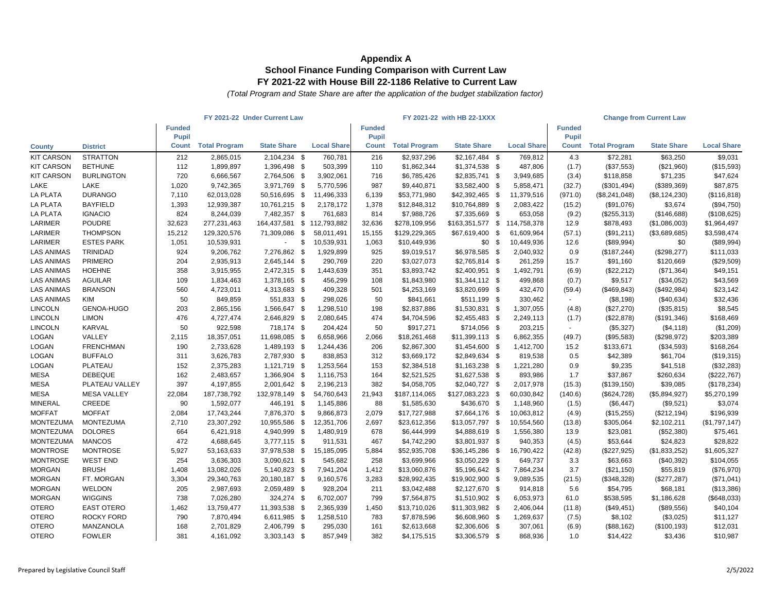# Appendix A
## School Finance Funding Comparison with Current Law
## FY 2021-22 with House Bill 22-1186 Relative to Current Law

*(Total Program and State Share are after the application of the budget stabilization factor)*

| | | FY 2021-22 Under Current Law | | | | FY 2021-22 with HB 22-1XXX | | | | Change from Current Law | | | |
|---|---|---|---|---|---|---|---|---|---|---|---|---|---|
| County | District | Funded Pupil Count | Total Program | State Share | Local Share | Funded Pupil Count | Total Program | State Share | Local Share | Funded Pupil Count | Total Program | State Share | Local Share |
| KIT CARSON | STRATTON | 212 | 2,865,015 | 2,104,234 | $ 760,781 | 216 | $2,937,296 | $2,167,484 | $ 769,812 | 4.3 | $72,281 | $63,250 | $9,031 |
| KIT CARSON | BETHUNE | 112 | 1,899,897 | 1,396,498 | $ 503,399 | 110 | $1,862,344 | $1,374,538 | $ 487,806 | (1.7) | ($37,553) | ($21,960) | ($15,593) |
| KIT CARSON | BURLINGTON | 720 | 6,666,567 | 2,764,506 | $ 3,902,061 | 716 | $6,785,426 | $2,835,741 | $ 3,949,685 | (3.4) | $118,858 | $71,235 | $47,624 |
| LAKE | LAKE | 1,020 | 9,742,365 | 3,971,769 | $ 5,770,596 | 987 | $9,440,871 | $3,582,400 | $ 5,858,471 | (32.7) | ($301,494) | ($389,369) | $87,875 |
| LA PLATA | DURANGO | 7,110 | 62,013,028 | 50,516,695 | $ 11,496,333 | 6,139 | $53,771,980 | $42,392,465 | $ 11,379,516 | (971.0) | ($8,241,048) | ($8,124,230) | ($116,818) |
| LA PLATA | BAYFIELD | 1,393 | 12,939,387 | 10,761,215 | $ 2,178,172 | 1,378 | $12,848,312 | $10,764,889 | $ 2,083,422 | (15.2) | ($91,076) | $3,674 | ($94,750) |
| LA PLATA | IGNACIO | 824 | 8,244,039 | 7,482,357 | $ 761,683 | 814 | $7,988,726 | $7,335,669 | $ 653,058 | (9.2) | ($255,313) | ($146,688) | ($108,625) |
| LARIMER | POUDRE | 32,623 | 277,231,463 | 164,437,581 | $ 112,793,882 | 32,636 | $278,109,956 | $163,351,577 | $ 114,758,378 | 12.9 | $878,493 | ($1,086,003) | $1,964,497 |
| LARIMER | THOMPSON | 15,212 | 129,320,576 | 71,309,086 | $ 58,011,491 | 15,155 | $129,229,365 | $67,619,400 | $ 61,609,964 | (57.1) | ($91,211) | ($3,689,685) | $3,598,474 |
| LARIMER | ESTES PARK | 1,051 | 10,539,931 | - | $ 10,539,931 | 1,063 | $10,449,936 | $0 | $ 10,449,936 | 12.6 | ($89,994) | $0 | ($89,994) |
| LAS ANIMAS | TRINIDAD | 924 | 9,206,762 | 7,276,862 | $ 1,929,899 | 925 | $9,019,517 | $6,978,585 | $ 2,040,932 | 0.9 | ($187,244) | ($298,277) | $111,033 |
| LAS ANIMAS | PRIMERO | 204 | 2,935,913 | 2,645,144 | $ 290,769 | 220 | $3,027,073 | $2,765,814 | $ 261,259 | 15.7 | $91,160 | $120,669 | ($29,509) |
| LAS ANIMAS | HOEHNE | 358 | 3,915,955 | 2,472,315 | $ 1,443,639 | 351 | $3,893,742 | $2,400,951 | $ 1,492,791 | (6.9) | ($22,212) | ($71,364) | $49,151 |
| LAS ANIMAS | AGUILAR | 109 | 1,834,463 | 1,378,165 | $ 456,299 | 108 | $1,843,980 | $1,344,112 | $ 499,868 | (0.7) | $9,517 | ($34,052) | $43,569 |
| LAS ANIMAS | BRANSON | 560 | 4,723,011 | 4,313,683 | $ 409,328 | 501 | $4,253,169 | $3,820,699 | $ 432,470 | (59.4) | ($469,843) | ($492,984) | $23,142 |
| LAS ANIMAS | KIM | 50 | 849,859 | 551,833 | $ 298,026 | 50 | $841,661 | $511,199 | $ 330,462 | - | ($8,198) | ($40,634) | $32,436 |
| LINCOLN | GENOA-HUGO | 203 | 2,865,156 | 1,566,647 | $ 1,298,510 | 198 | $2,837,886 | $1,530,831 | $ 1,307,055 | (4.8) | ($27,270) | ($35,815) | $8,545 |
| LINCOLN | LIMON | 476 | 4,727,474 | 2,646,829 | $ 2,080,645 | 474 | $4,704,596 | $2,455,483 | $ 2,249,113 | (1.7) | ($22,878) | ($191,346) | $168,469 |
| LINCOLN | KARVAL | 50 | 922,598 | 718,174 | $ 204,424 | 50 | $917,271 | $714,056 | $ 203,215 | - | ($5,327) | ($4,118) | ($1,209) |
| LOGAN | VALLEY | 2,115 | 18,357,051 | 11,698,085 | $ 6,658,966 | 2,066 | $18,261,468 | $11,399,113 | $ 6,862,355 | (49.7) | ($95,583) | ($298,972) | $203,389 |
| LOGAN | FRENCHMAN | 190 | 2,733,628 | 1,489,193 | $ 1,244,436 | 206 | $2,867,300 | $1,454,600 | $ 1,412,700 | 15.2 | $133,671 | ($34,593) | $168,264 |
| LOGAN | BUFFALO | 311 | 3,626,783 | 2,787,930 | $ 838,853 | 312 | $3,669,172 | $2,849,634 | $ 819,538 | 0.5 | $42,389 | $61,704 | ($19,315) |
| LOGAN | PLATEAU | 152 | 2,375,283 | 1,121,719 | $ 1,253,564 | 153 | $2,384,518 | $1,163,238 | $ 1,221,280 | 0.9 | $9,235 | $41,518 | ($32,283) |
| MESA | DEBEQUE | 162 | 2,483,657 | 1,366,904 | $ 1,116,753 | 164 | $2,521,525 | $1,627,538 | $ 893,986 | 1.7 | $37,867 | $260,634 | ($222,767) |
| MESA | PLATEAU VALLEY | 397 | 4,197,855 | 2,001,642 | $ 2,196,213 | 382 | $4,058,705 | $2,040,727 | $ 2,017,978 | (15.3) | ($139,150) | $39,085 | ($178,234) |
| MESA | MESA VALLEY | 22,084 | 187,738,792 | 132,978,149 | $ 54,760,643 | 21,943 | $187,114,065 | $127,083,223 | $ 60,030,842 | (140.6) | ($624,728) | ($5,894,927) | $5,270,199 |
| MINERAL | CREEDE | 90 | 1,592,077 | 446,191 | $ 1,145,886 | 88 | $1,585,630 | $436,670 | $ 1,148,960 | (1.5) | ($6,447) | ($9,521) | $3,074 |
| MOFFAT | MOFFAT | 2,084 | 17,743,244 | 7,876,370 | $ 9,866,873 | 2,079 | $17,727,988 | $7,664,176 | $ 10,063,812 | (4.9) | ($15,255) | ($212,194) | $196,939 |
| MONTEZUMA | MONTEZUMA | 2,710 | 23,307,292 | 10,955,586 | $ 12,351,706 | 2,697 | $23,612,356 | $13,057,797 | $ 10,554,560 | (13.8) | $305,064 | $2,102,211 | ($1,797,147) |
| MONTEZUMA | DOLORES | 664 | 6,421,918 | 4,940,999 | $ 1,480,919 | 678 | $6,444,999 | $4,888,619 | $ 1,556,380 | 13.9 | $23,081 | ($52,380) | $75,461 |
| MONTEZUMA | MANCOS | 472 | 4,688,645 | 3,777,115 | $ 911,531 | 467 | $4,742,290 | $3,801,937 | $ 940,353 | (4.5) | $53,644 | $24,823 | $28,822 |
| MONTROSE | MONTROSE | 5,927 | 53,163,633 | 37,978,538 | $ 15,185,095 | 5,884 | $52,935,708 | $36,145,286 | $ 16,790,422 | (42.8) | ($227,925) | ($1,833,252) | $1,605,327 |
| MONTROSE | WEST END | 254 | 3,636,303 | 3,090,621 | $ 545,682 | 258 | $3,699,966 | $3,050,229 | $ 649,737 | 3.3 | $63,663 | ($40,392) | $104,055 |
| MORGAN | BRUSH | 1,408 | 13,082,026 | 5,140,823 | $ 7,941,204 | 1,412 | $13,060,876 | $5,196,642 | $ 7,864,234 | 3.7 | ($21,150) | $55,819 | ($76,970) |
| MORGAN | FT. MORGAN | 3,304 | 29,340,763 | 20,180,187 | $ 9,160,576 | 3,283 | $28,992,435 | $19,902,900 | $ 9,089,535 | (21.5) | ($348,328) | ($277,287) | ($71,041) |
| MORGAN | WELDON | 205 | 2,987,693 | 2,059,489 | $ 928,204 | 211 | $3,042,488 | $2,127,670 | $ 914,818 | 5.6 | $54,795 | $68,181 | ($13,386) |
| MORGAN | WIGGINS | 738 | 7,026,280 | 324,274 | $ 6,702,007 | 799 | $7,564,875 | $1,510,902 | $ 6,053,973 | 61.0 | $538,595 | $1,186,628 | ($648,033) |
| OTERO | EAST OTERO | 1,462 | 13,759,477 | 11,393,538 | $ 2,365,939 | 1,450 | $13,710,026 | $11,303,982 | $ 2,406,044 | (11.8) | ($49,451) | ($89,556) | $40,104 |
| OTERO | ROCKY FORD | 790 | 7,870,494 | 6,611,985 | $ 1,258,510 | 783 | $7,878,596 | $6,608,960 | $ 1,269,637 | (7.5) | $8,102 | ($3,025) | $11,127 |
| OTERO | MANZANOLA | 168 | 2,701,829 | 2,406,799 | $ 295,030 | 161 | $2,613,668 | $2,306,606 | $ 307,061 | (6.9) | ($88,162) | ($100,193) | $12,031 |
| OTERO | FOWLER | 381 | 4,161,092 | 3,303,143 | $ 857,949 | 382 | $4,175,515 | $3,306,579 | $ 868,936 | 1.0 | $14,422 | $3,436 | $10,987 |

Prepared by Legislative Council Staff — 2/5/2022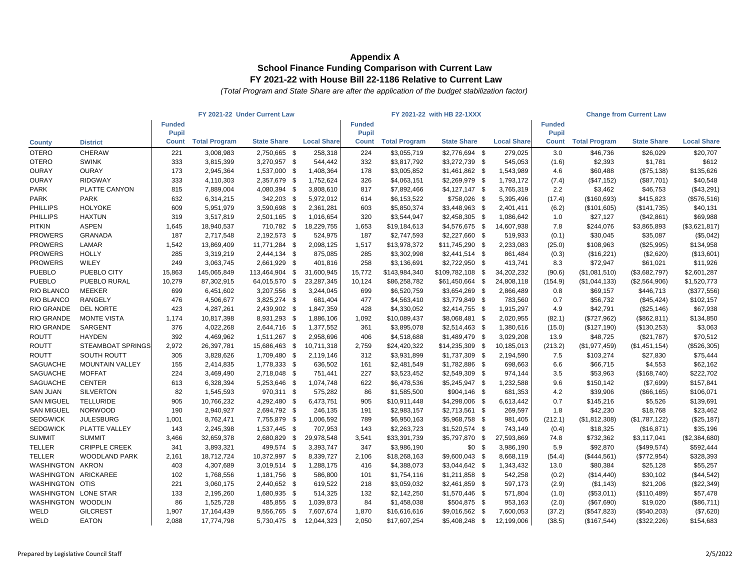## Appendix A
## School Finance Funding Comparison with Current Law
## FY 2021-22 with House Bill 22-1186 Relative to Current Law

*(Total Program and State Share are after the application of the budget stabilization factor)*

| | | FY 2021-22 Under Current Law | | | | FY 2021-22 with HB 22-1XXX | | | | Change from Current Law | | | |
|---|---|---|---|---|---|---|---|---|---|---|---|---|---|
| County | District | Funded Pupil Count | Total Program | State Share | Local Share | Funded Pupil Count | Total Program | State Share | Local Share | Funded Pupil Count | Total Program | State Share | Local Share |
| OTERO | CHERAW | 221 | 3,008,983 | 2,750,665 | $ 258,318 | 224 | $3,055,719 | $2,776,694 | $ 279,025 | 3.0 | $46,736 | $26,029 | $20,707 |
| OTERO | SWINK | 333 | 3,815,399 | 3,270,957 | $ 544,442 | 332 | $3,817,792 | $3,272,739 | $ 545,053 | (1.6) | $2,393 | $1,781 | $612 |
| OURAY | OURAY | 173 | 2,945,364 | 1,537,000 | $ 1,408,364 | 178 | $3,005,852 | $1,461,862 | $ 1,543,989 | 4.6 | $60,488 | ($75,138) | $135,626 |
| OURAY | RIDGWAY | 333 | 4,110,303 | 2,357,679 | $ 1,752,624 | 326 | $4,063,151 | $2,269,979 | $ 1,793,172 | (7.4) | ($47,152) | ($87,701) | $40,548 |
| PARK | PLATTE CANYON | 815 | 7,889,004 | 4,080,394 | $ 3,808,610 | 817 | $7,892,466 | $4,127,147 | $ 3,765,319 | 2.2 | $3,462 | $46,753 | ($43,291) |
| PARK | PARK | 632 | 6,314,215 | 342,203 | $ 5,972,012 | 614 | $6,153,522 | $758,026 | $ 5,395,496 | (17.4) | ($160,693) | $415,823 | ($576,516) |
| PHILLIPS | HOLYOKE | 609 | 5,951,979 | 3,590,698 | $ 2,361,281 | 603 | $5,850,374 | $3,448,963 | $ 2,401,411 | (6.2) | ($101,605) | ($141,735) | $40,131 |
| PHILLIPS | HAXTUN | 319 | 3,517,819 | 2,501,165 | $ 1,016,654 | 320 | $3,544,947 | $2,458,305 | $ 1,086,642 | 1.0 | $27,127 | ($42,861) | $69,988 |
| PITKIN | ASPEN | 1,645 | 18,940,537 | 710,782 | $ 18,229,755 | 1,653 | $19,184,613 | $4,576,675 | $ 14,607,938 | 7.8 | $244,076 | $3,865,893 | ($3,621,817) |
| PROWERS | GRANADA | 187 | 2,717,548 | 2,192,573 | $ 524,975 | 187 | $2,747,593 | $2,227,660 | $ 519,933 | (0.1) | $30,045 | $35,087 | ($5,042) |
| PROWERS | LAMAR | 1,542 | 13,869,409 | 11,771,284 | $ 2,098,125 | 1,517 | $13,978,372 | $11,745,290 | $ 2,233,083 | (25.0) | $108,963 | ($25,995) | $134,958 |
| PROWERS | HOLLY | 285 | 3,319,219 | 2,444,134 | $ 875,085 | 285 | $3,302,998 | $2,441,514 | $ 861,484 | (0.3) | ($16,221) | ($2,620) | ($13,601) |
| PROWERS | WILEY | 249 | 3,063,745 | 2,661,929 | $ 401,816 | 258 | $3,136,691 | $2,722,950 | $ 413,741 | 8.3 | $72,947 | $61,021 | $11,926 |
| PUEBLO | PUEBLO CITY | 15,863 | 145,065,849 | 113,464,904 | $ 31,600,945 | 15,772 | $143,984,340 | $109,782,108 | $ 34,202,232 | (90.6) | ($1,081,510) | ($3,682,797) | $2,601,287 |
| PUEBLO | PUEBLO RURAL | 10,279 | 87,302,915 | 64,015,570 | $ 23,287,345 | 10,124 | $86,258,782 | $61,450,664 | $ 24,808,118 | (154.9) | ($1,044,133) | ($2,564,906) | $1,520,773 |
| RIO BLANCO | MEEKER | 699 | 6,451,602 | 3,207,556 | $ 3,244,045 | 699 | $6,520,759 | $3,654,269 | $ 2,866,489 | 0.8 | $69,157 | $446,713 | ($377,556) |
| RIO BLANCO | RANGELY | 476 | 4,506,677 | 3,825,274 | $ 681,404 | 477 | $4,563,410 | $3,779,849 | $ 783,560 | 0.7 | $56,732 | ($45,424) | $102,157 |
| RIO GRANDE | DEL NORTE | 423 | 4,287,261 | 2,439,902 | $ 1,847,359 | 428 | $4,330,052 | $2,414,755 | $ 1,915,297 | 4.9 | $42,791 | ($25,146) | $67,938 |
| RIO GRANDE | MONTE VISTA | 1,174 | 10,817,398 | 8,931,293 | $ 1,886,106 | 1,092 | $10,089,437 | $8,068,481 | $ 2,020,955 | (82.1) | ($727,962) | ($862,811) | $134,850 |
| RIO GRANDE | SARGENT | 376 | 4,022,268 | 2,644,716 | $ 1,377,552 | 361 | $3,895,078 | $2,514,463 | $ 1,380,616 | (15.0) | ($127,190) | ($130,253) | $3,063 |
| ROUTT | HAYDEN | 392 | 4,469,962 | 1,511,267 | $ 2,958,696 | 406 | $4,518,688 | $1,489,479 | $ 3,029,208 | 13.9 | $48,725 | ($21,787) | $70,512 |
| ROUTT | STEAMBOAT SPRINGS | 2,972 | 26,397,781 | 15,686,463 | $ 10,711,318 | 2,759 | $24,420,322 | $14,235,309 | $ 10,185,013 | (213.2) | ($1,977,459) | ($1,451,154) | ($526,305) |
| ROUTT | SOUTH ROUTT | 305 | 3,828,626 | 1,709,480 | $ 2,119,146 | 312 | $3,931,899 | $1,737,309 | $ 2,194,590 | 7.5 | $103,274 | $27,830 | $75,444 |
| SAGUACHE | MOUNTAIN VALLEY | 155 | 2,414,835 | 1,778,333 | $ 636,502 | 161 | $2,481,549 | $1,782,886 | $ 698,663 | 6.6 | $66,715 | $4,553 | $62,162 |
| SAGUACHE | MOFFAT | 224 | 3,469,490 | 2,718,048 | $ 751,441 | 227 | $3,523,452 | $2,549,309 | $ 974,144 | 3.5 | $53,963 | ($168,740) | $222,702 |
| SAGUACHE | CENTER | 613 | 6,328,394 | 5,253,646 | $ 1,074,748 | 622 | $6,478,536 | $5,245,947 | $ 1,232,588 | 9.6 | $150,142 | ($7,699) | $157,841 |
| SAN JUAN | SILVERTON | 82 | 1,545,593 | 970,311 | $ 575,282 | 86 | $1,585,500 | $904,146 | $ 681,353 | 4.2 | $39,906 | ($66,165) | $106,071 |
| SAN MIGUEL | TELLURIDE | 905 | 10,766,232 | 4,292,480 | $ 6,473,751 | 905 | $10,911,448 | $4,298,006 | $ 6,613,442 | 0.7 | $145,216 | $5,526 | $139,691 |
| SAN MIGUEL | NORWOOD | 190 | 2,940,927 | 2,694,792 | $ 246,135 | 191 | $2,983,157 | $2,713,561 | $ 269,597 | 1.8 | $42,230 | $18,768 | $23,462 |
| SEDGWICK | JULESBURG | 1,001 | 8,762,471 | 7,755,879 | $ 1,006,592 | 789 | $6,950,163 | $5,968,758 | $ 981,405 | (212.1) | ($1,812,308) | ($1,787,122) | ($25,187) |
| SEDGWICK | PLATTE VALLEY | 143 | 2,245,398 | 1,537,445 | $ 707,953 | 143 | $2,263,723 | $1,520,574 | $ 743,149 | (0.4) | $18,325 | ($16,871) | $35,196 |
| SUMMIT | SUMMIT | 3,466 | 32,659,378 | 2,680,829 | $ 29,978,548 | 3,541 | $33,391,739 | $5,797,870 | $ 27,593,869 | 74.8 | $732,362 | $3,117,041 | ($2,384,680) |
| TELLER | CRIPPLE CREEK | 341 | 3,893,321 | 499,574 | $ 3,393,747 | 347 | $3,986,190 | $0 | $ 3,986,190 | 5.9 | $92,870 | ($499,574) | $592,444 |
| TELLER | WOODLAND PARK | 2,161 | 18,712,724 | 10,372,997 | $ 8,339,727 | 2,106 | $18,268,163 | $9,600,043 | $ 8,668,119 | (54.4) | ($444,561) | ($772,954) | $328,393 |
| WASHINGTON | AKRON | 403 | 4,307,689 | 3,019,514 | $ 1,288,175 | 416 | $4,388,073 | $3,044,642 | $ 1,343,432 | 13.0 | $80,384 | $25,128 | $55,257 |
| WASHINGTON | ARICKAREE | 102 | 1,768,556 | 1,181,756 | $ 586,800 | 101 | $1,754,116 | $1,211,858 | $ 542,258 | (0.2) | ($14,440) | $30,102 | ($44,542) |
| WASHINGTON | OTIS | 221 | 3,060,175 | 2,440,652 | $ 619,522 | 218 | $3,059,032 | $2,461,859 | $ 597,173 | (2.9) | ($1,143) | $21,206 | ($22,349) |
| WASHINGTON | LONE STAR | 133 | 2,195,260 | 1,680,935 | $ 514,325 | 132 | $2,142,250 | $1,570,446 | $ 571,804 | (1.0) | ($53,011) | ($110,489) | $57,478 |
| WASHINGTON | WOODLIN | 86 | 1,525,728 | 485,855 | $ 1,039,873 | 84 | $1,458,038 | $504,875 | $ 953,163 | (2.0) | ($67,690) | $19,020 | ($86,711) |
| WELD | GILCREST | 1,907 | 17,164,439 | 9,556,765 | $ 7,607,674 | 1,870 | $16,616,616 | $9,016,562 | $ 7,600,053 | (37.2) | ($547,823) | ($540,203) | ($7,620) |
| WELD | EATON | 2,088 | 17,774,798 | 5,730,475 | $ 12,044,323 | 2,050 | $17,607,254 | $5,408,248 | $ 12,199,006 | (38.5) | ($167,544) | ($322,226) | $154,683 |

Prepared by Legislative Council Staff

2/5/2022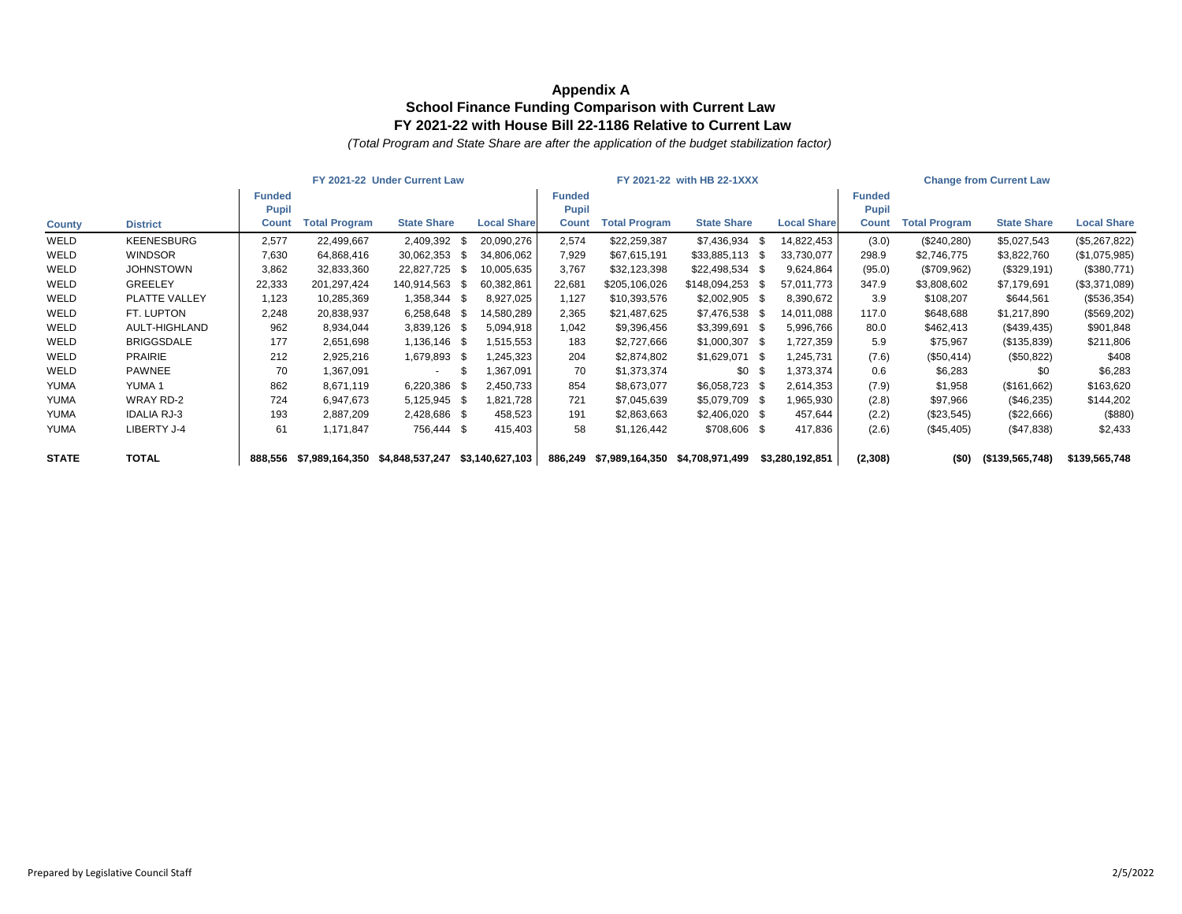# Appendix A
## School Finance Funding Comparison with Current Law
## FY 2021-22 with House Bill 22-1186 Relative to Current Law

*(Total Program and State Share are after the application of the budget stabilization factor)*

| | | FY 2021-22 Under Current Law | | | | FY 2021-22 with HB 22-1XXX | | | | Change from Current Law | | | |
|---|---|---|---|---|---|---|---|---|---|---|---|---|---|
| County | District | Funded Pupil Count | Total Program | State Share | Local Share | Funded Pupil Count | Total Program | State Share | Local Share | Funded Pupil Count | Total Program | State Share | Local Share |
| WELD | KEENESBURG | 2,577 | 22,499,667 | 2,409,392 | $ 20,090,276 | 2,574 | $22,259,387 | $7,436,934 | $ 14,822,453 | (3.0) | ($240,280) | $5,027,543 | ($5,267,822) |
| WELD | WINDSOR | 7,630 | 64,868,416 | 30,062,353 | $ 34,806,062 | 7,929 | $67,615,191 | $33,885,113 | $ 33,730,077 | 298.9 | $2,746,775 | $3,822,760 | ($1,075,985) |
| WELD | JOHNSTOWN | 3,862 | 32,833,360 | 22,827,725 | $ 10,005,635 | 3,767 | $32,123,398 | $22,498,534 | $ 9,624,864 | (95.0) | ($709,962) | ($329,191) | ($380,771) |
| WELD | GREELEY | 22,333 | 201,297,424 | 140,914,563 | $ 60,382,861 | 22,681 | $205,106,026 | $148,094,253 | $ 57,011,773 | 347.9 | $3,808,602 | $7,179,691 | ($3,371,089) |
| WELD | PLATTE VALLEY | 1,123 | 10,285,369 | 1,358,344 | $ 8,927,025 | 1,127 | $10,393,576 | $2,002,905 | $ 8,390,672 | 3.9 | $108,207 | $644,561 | ($536,354) |
| WELD | FT. LUPTON | 2,248 | 20,838,937 | 6,258,648 | $ 14,580,289 | 2,365 | $21,487,625 | $7,476,538 | $ 14,011,088 | 117.0 | $648,688 | $1,217,890 | ($569,202) |
| WELD | AULT-HIGHLAND | 962 | 8,934,044 | 3,839,126 | $ 5,094,918 | 1,042 | $9,396,456 | $3,399,691 | $ 5,996,766 | 80.0 | $462,413 | ($439,435) | $901,848 |
| WELD | BRIGGSDALE | 177 | 2,651,698 | 1,136,146 | $ 1,515,553 | 183 | $2,727,666 | $1,000,307 | $ 1,727,359 | 5.9 | $75,967 | ($135,839) | $211,806 |
| WELD | PRAIRIE | 212 | 2,925,216 | 1,679,893 | $ 1,245,323 | 204 | $2,874,802 | $1,629,071 | $ 1,245,731 | (7.6) | ($50,414) | ($50,822) | $408 |
| WELD | PAWNEE | 70 | 1,367,091 | - | $ 1,367,091 | 70 | $1,373,374 | $0 | $ 1,373,374 | 0.6 | $6,283 | $0 | $6,283 |
| YUMA | YUMA 1 | 862 | 8,671,119 | 6,220,386 | $ 2,450,733 | 854 | $8,673,077 | $6,058,723 | $ 2,614,353 | (7.9) | $1,958 | ($161,662) | $163,620 |
| YUMA | WRAY RD-2 | 724 | 6,947,673 | 5,125,945 | $ 1,821,728 | 721 | $7,045,639 | $5,079,709 | $ 1,965,930 | (2.8) | $97,966 | ($46,235) | $144,202 |
| YUMA | IDALIA RJ-3 | 193 | 2,887,209 | 2,428,686 | $ 458,523 | 191 | $2,863,663 | $2,406,020 | $ 457,644 | (2.2) | ($23,545) | ($22,666) | ($880) |
| YUMA | LIBERTY J-4 | 61 | 1,171,847 | 756,444 | $ 415,403 | 58 | $1,126,442 | $708,606 | $ 417,836 | (2.6) | ($45,405) | ($47,838) | $2,433 |
| **STATE** | **TOTAL** | **888,556** | **$7,989,164,350** | **$4,848,537,247** | **$3,140,627,103** | **886,249** | **$7,989,164,350** | **$4,708,971,499** | **$3,280,192,851** | **(2,308)** | **($0)** | **($139,565,748)** | **$139,565,748** |

Prepared by Legislative Council Staff

2/5/2022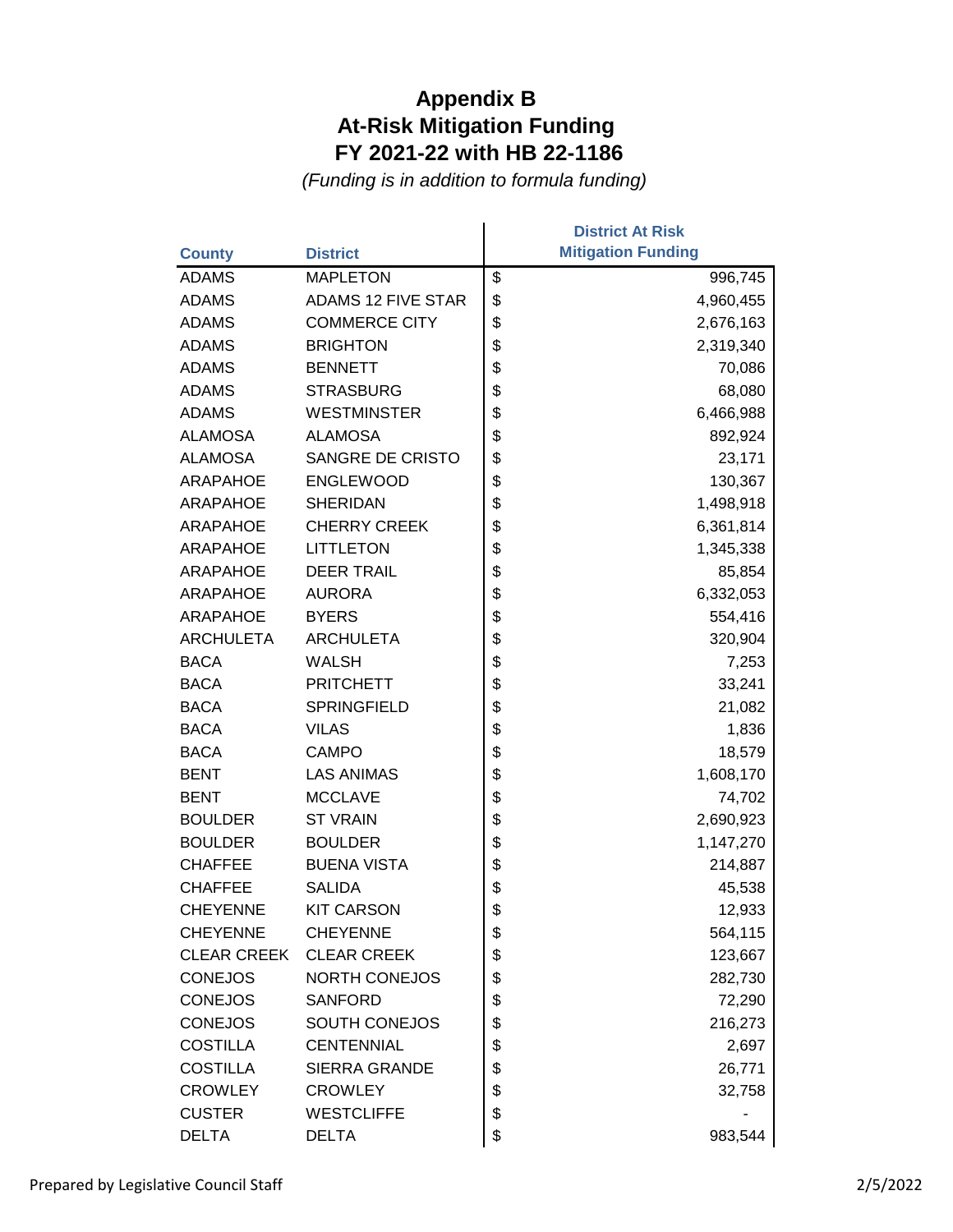# Appendix B
# At-Risk Mitigation Funding
# FY 2021-22 with HB 22-1186

*(Funding is in addition to formula funding)*

| County | District | District At Risk Mitigation Funding |
|---|---|---|
| ADAMS | MAPLETON | $ 996,745 |
| ADAMS | ADAMS 12 FIVE STAR | $ 4,960,455 |
| ADAMS | COMMERCE CITY | $ 2,676,163 |
| ADAMS | BRIGHTON | $ 2,319,340 |
| ADAMS | BENNETT | $ 70,086 |
| ADAMS | STRASBURG | $ 68,080 |
| ADAMS | WESTMINSTER | $ 6,466,988 |
| ALAMOSA | ALAMOSA | $ 892,924 |
| ALAMOSA | SANGRE DE CRISTO | $ 23,171 |
| ARAPAHOE | ENGLEWOOD | $ 130,367 |
| ARAPAHOE | SHERIDAN | $ 1,498,918 |
| ARAPAHOE | CHERRY CREEK | $ 6,361,814 |
| ARAPAHOE | LITTLETON | $ 1,345,338 |
| ARAPAHOE | DEER TRAIL | $ 85,854 |
| ARAPAHOE | AURORA | $ 6,332,053 |
| ARAPAHOE | BYERS | $ 554,416 |
| ARCHULETA | ARCHULETA | $ 320,904 |
| BACA | WALSH | $ 7,253 |
| BACA | PRITCHETT | $ 33,241 |
| BACA | SPRINGFIELD | $ 21,082 |
| BACA | VILAS | $ 1,836 |
| BACA | CAMPO | $ 18,579 |
| BENT | LAS ANIMAS | $ 1,608,170 |
| BENT | MCCLAVE | $ 74,702 |
| BOULDER | ST VRAIN | $ 2,690,923 |
| BOULDER | BOULDER | $ 1,147,270 |
| CHAFFEE | BUENA VISTA | $ 214,887 |
| CHAFFEE | SALIDA | $ 45,538 |
| CHEYENNE | KIT CARSON | $ 12,933 |
| CHEYENNE | CHEYENNE | $ 564,115 |
| CLEAR CREEK | CLEAR CREEK | $ 123,667 |
| CONEJOS | NORTH CONEJOS | $ 282,730 |
| CONEJOS | SANFORD | $ 72,290 |
| CONEJOS | SOUTH CONEJOS | $ 216,273 |
| COSTILLA | CENTENNIAL | $ 2,697 |
| COSTILLA | SIERRA GRANDE | $ 26,771 |
| CROWLEY | CROWLEY | $ 32,758 |
| CUSTER | WESTCLIFFE | $ - |
| DELTA | DELTA | $ 983,544 |

Prepared by Legislative Council Staff 2/5/2022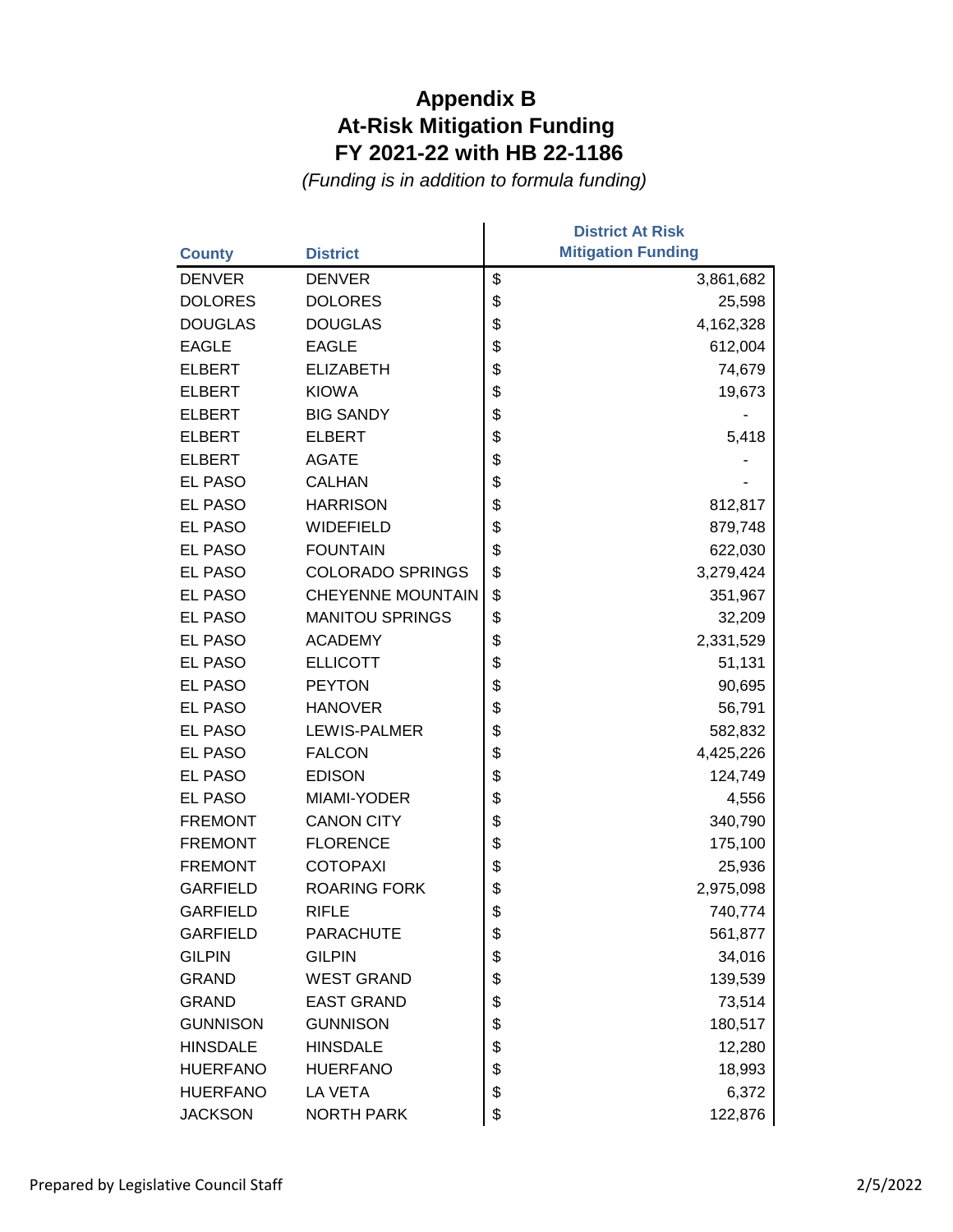# Appendix B
# At-Risk Mitigation Funding
# FY 2021-22 with HB 22-1186

*(Funding is in addition to formula funding)*

| County | District | District At Risk Mitigation Funding |
|---|---|---|
| DENVER | DENVER | $ 3,861,682 |
| DOLORES | DOLORES | $ 25,598 |
| DOUGLAS | DOUGLAS | $ 4,162,328 |
| EAGLE | EAGLE | $ 612,004 |
| ELBERT | ELIZABETH | $ 74,679 |
| ELBERT | KIOWA | $ 19,673 |
| ELBERT | BIG SANDY | $ - |
| ELBERT | ELBERT | $ 5,418 |
| ELBERT | AGATE | $ - |
| EL PASO | CALHAN | $ - |
| EL PASO | HARRISON | $ 812,817 |
| EL PASO | WIDEFIELD | $ 879,748 |
| EL PASO | FOUNTAIN | $ 622,030 |
| EL PASO | COLORADO SPRINGS | $ 3,279,424 |
| EL PASO | CHEYENNE MOUNTAIN | $ 351,967 |
| EL PASO | MANITOU SPRINGS | $ 32,209 |
| EL PASO | ACADEMY | $ 2,331,529 |
| EL PASO | ELLICOTT | $ 51,131 |
| EL PASO | PEYTON | $ 90,695 |
| EL PASO | HANOVER | $ 56,791 |
| EL PASO | LEWIS-PALMER | $ 582,832 |
| EL PASO | FALCON | $ 4,425,226 |
| EL PASO | EDISON | $ 124,749 |
| EL PASO | MIAMI-YODER | $ 4,556 |
| FREMONT | CANON CITY | $ 340,790 |
| FREMONT | FLORENCE | $ 175,100 |
| FREMONT | COTOPAXI | $ 25,936 |
| GARFIELD | ROARING FORK | $ 2,975,098 |
| GARFIELD | RIFLE | $ 740,774 |
| GARFIELD | PARACHUTE | $ 561,877 |
| GILPIN | GILPIN | $ 34,016 |
| GRAND | WEST GRAND | $ 139,539 |
| GRAND | EAST GRAND | $ 73,514 |
| GUNNISON | GUNNISON | $ 180,517 |
| HINSDALE | HINSDALE | $ 12,280 |
| HUERFANO | HUERFANO | $ 18,993 |
| HUERFANO | LA VETA | $ 6,372 |
| JACKSON | NORTH PARK | $ 122,876 |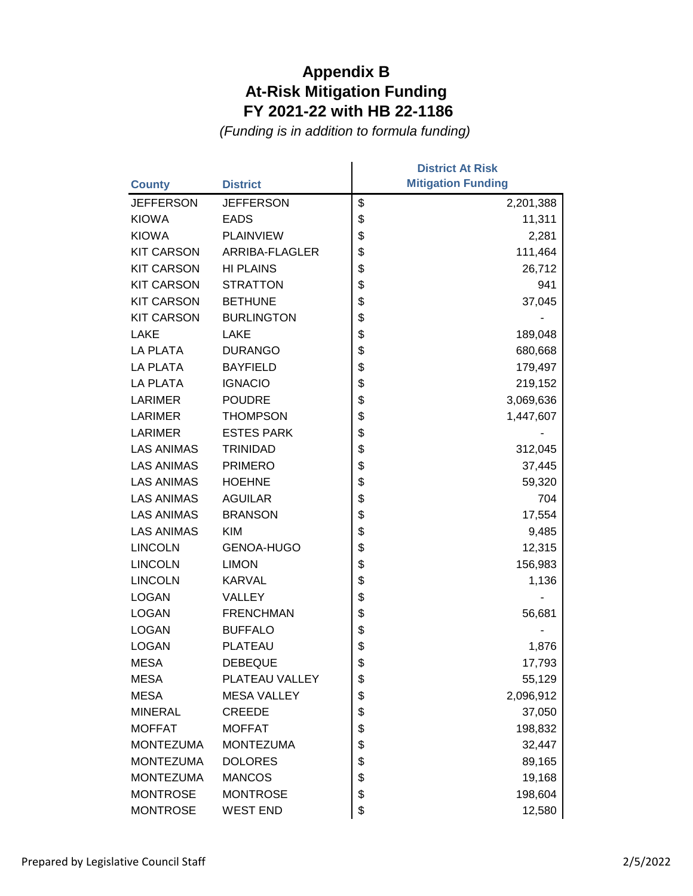# Appendix B
# At-Risk Mitigation Funding
# FY 2021-22 with HB 22-1186

*(Funding is in addition to formula funding)*

| County | District | District At Risk Mitigation Funding |
|---|---|---|
| JEFFERSON | JEFFERSON | $ 2,201,388 |
| KIOWA | EADS | $ 11,311 |
| KIOWA | PLAINVIEW | $ 2,281 |
| KIT CARSON | ARRIBA-FLAGLER | $ 111,464 |
| KIT CARSON | HI PLAINS | $ 26,712 |
| KIT CARSON | STRATTON | $ 941 |
| KIT CARSON | BETHUNE | $ 37,045 |
| KIT CARSON | BURLINGTON | $ - |
| LAKE | LAKE | $ 189,048 |
| LA PLATA | DURANGO | $ 680,668 |
| LA PLATA | BAYFIELD | $ 179,497 |
| LA PLATA | IGNACIO | $ 219,152 |
| LARIMER | POUDRE | $ 3,069,636 |
| LARIMER | THOMPSON | $ 1,447,607 |
| LARIMER | ESTES PARK | $ - |
| LAS ANIMAS | TRINIDAD | $ 312,045 |
| LAS ANIMAS | PRIMERO | $ 37,445 |
| LAS ANIMAS | HOEHNE | $ 59,320 |
| LAS ANIMAS | AGUILAR | $ 704 |
| LAS ANIMAS | BRANSON | $ 17,554 |
| LAS ANIMAS | KIM | $ 9,485 |
| LINCOLN | GENOA-HUGO | $ 12,315 |
| LINCOLN | LIMON | $ 156,983 |
| LINCOLN | KARVAL | $ 1,136 |
| LOGAN | VALLEY | $ - |
| LOGAN | FRENCHMAN | $ 56,681 |
| LOGAN | BUFFALO | $ - |
| LOGAN | PLATEAU | $ 1,876 |
| MESA | DEBEQUE | $ 17,793 |
| MESA | PLATEAU VALLEY | $ 55,129 |
| MESA | MESA VALLEY | $ 2,096,912 |
| MINERAL | CREEDE | $ 37,050 |
| MOFFAT | MOFFAT | $ 198,832 |
| MONTEZUMA | MONTEZUMA | $ 32,447 |
| MONTEZUMA | DOLORES | $ 89,165 |
| MONTEZUMA | MANCOS | $ 19,168 |
| MONTROSE | MONTROSE | $ 198,604 |
| MONTROSE | WEST END | $ 12,580 |

Prepared by Legislative Council Staff 2/5/2022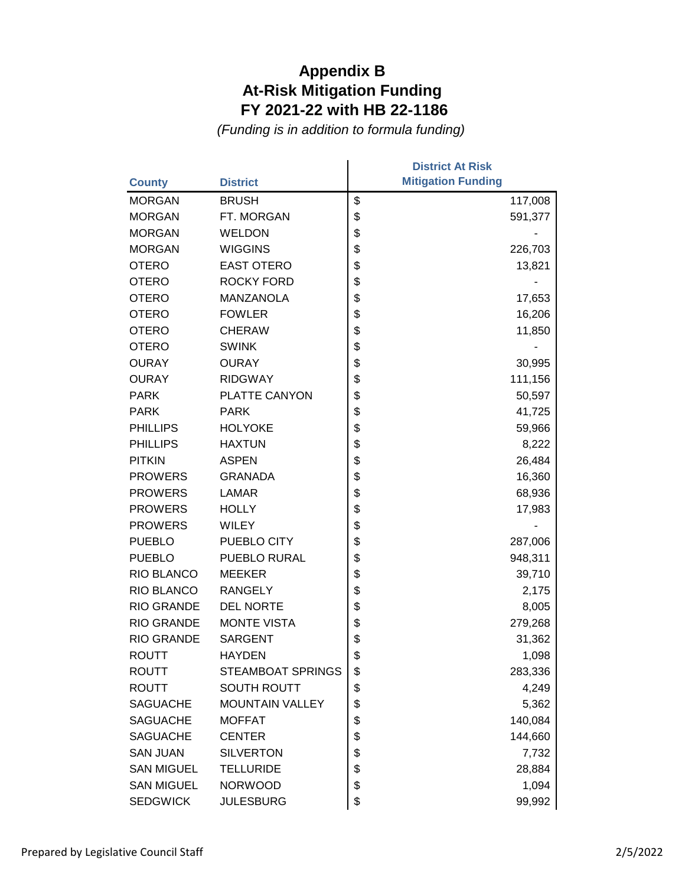# Appendix B
# At-Risk Mitigation Funding
# FY 2021-22 with HB 22-1186

*(Funding is in addition to formula funding)*

| County | District | District At Risk Mitigation Funding |
|---|---|---|
| MORGAN | BRUSH | $ 117,008 |
| MORGAN | FT. MORGAN | $ 591,377 |
| MORGAN | WELDON | $ - |
| MORGAN | WIGGINS | $ 226,703 |
| OTERO | EAST OTERO | $ 13,821 |
| OTERO | ROCKY FORD | $ - |
| OTERO | MANZANOLA | $ 17,653 |
| OTERO | FOWLER | $ 16,206 |
| OTERO | CHERAW | $ 11,850 |
| OTERO | SWINK | $ - |
| OURAY | OURAY | $ 30,995 |
| OURAY | RIDGWAY | $ 111,156 |
| PARK | PLATTE CANYON | $ 50,597 |
| PARK | PARK | $ 41,725 |
| PHILLIPS | HOLYOKE | $ 59,966 |
| PHILLIPS | HAXTUN | $ 8,222 |
| PITKIN | ASPEN | $ 26,484 |
| PROWERS | GRANADA | $ 16,360 |
| PROWERS | LAMAR | $ 68,936 |
| PROWERS | HOLLY | $ 17,983 |
| PROWERS | WILEY | $ - |
| PUEBLO | PUEBLO CITY | $ 287,006 |
| PUEBLO | PUEBLO RURAL | $ 948,311 |
| RIO BLANCO | MEEKER | $ 39,710 |
| RIO BLANCO | RANGELY | $ 2,175 |
| RIO GRANDE | DEL NORTE | $ 8,005 |
| RIO GRANDE | MONTE VISTA | $ 279,268 |
| RIO GRANDE | SARGENT | $ 31,362 |
| ROUTT | HAYDEN | $ 1,098 |
| ROUTT | STEAMBOAT SPRINGS | $ 283,336 |
| ROUTT | SOUTH ROUTT | $ 4,249 |
| SAGUACHE | MOUNTAIN VALLEY | $ 5,362 |
| SAGUACHE | MOFFAT | $ 140,084 |
| SAGUACHE | CENTER | $ 144,660 |
| SAN JUAN | SILVERTON | $ 7,732 |
| SAN MIGUEL | TELLURIDE | $ 28,884 |
| SAN MIGUEL | NORWOOD | $ 1,094 |
| SEDGWICK | JULESBURG | $ 99,992 |

Prepared by Legislative Council Staff

2/5/2022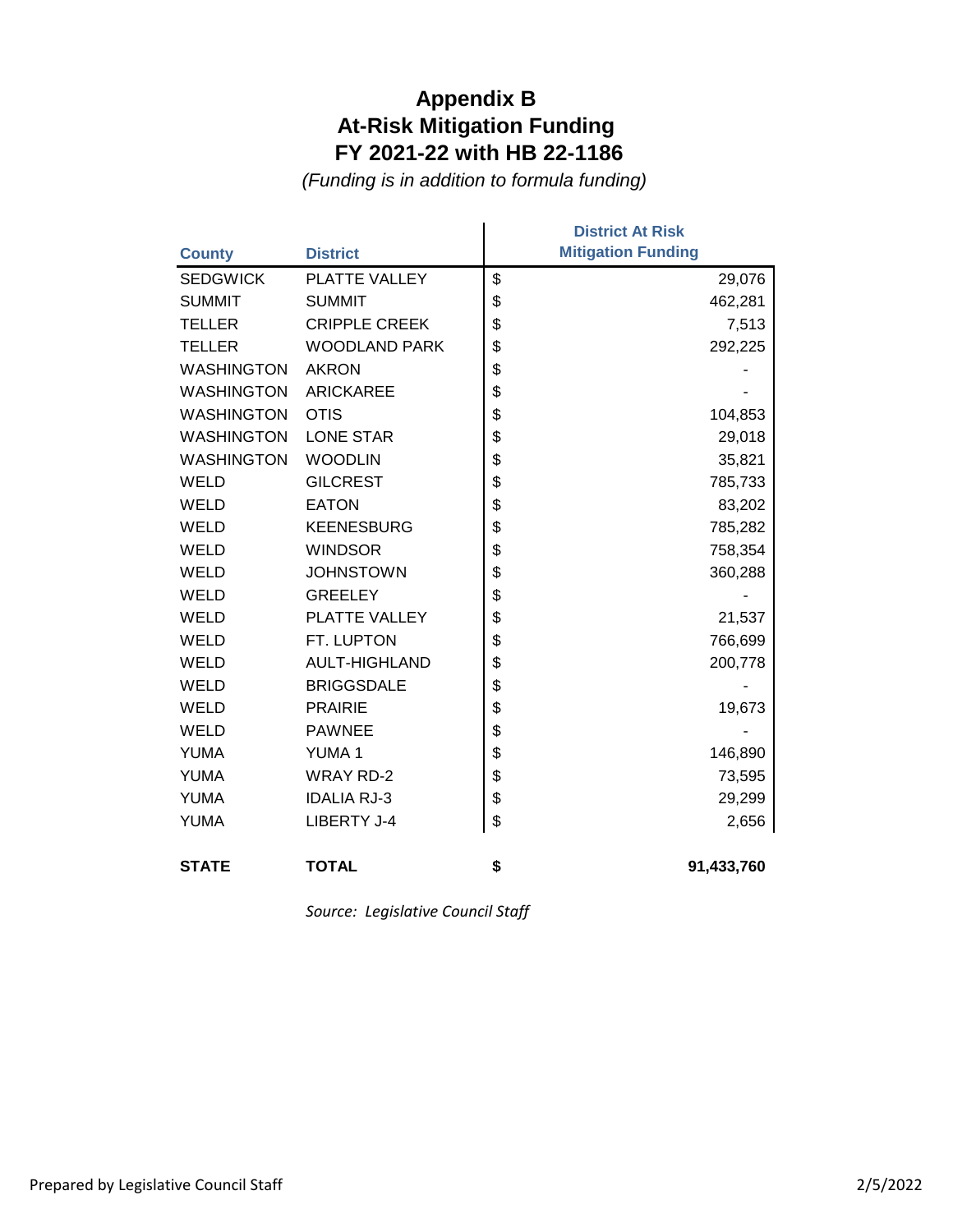# Appendix B
# At-Risk Mitigation Funding
# FY 2021-22 with HB 22-1186

*(Funding is in addition to formula funding)*

| County | District | District At Risk Mitigation Funding |
|---|---|---|
| SEDGWICK | PLATTE VALLEY | $ 29,076 |
| SUMMIT | SUMMIT | $ 462,281 |
| TELLER | CRIPPLE CREEK | $ 7,513 |
| TELLER | WOODLAND PARK | $ 292,225 |
| WASHINGTON | AKRON | $ - |
| WASHINGTON | ARICKAREE | $ - |
| WASHINGTON | OTIS | $ 104,853 |
| WASHINGTON | LONE STAR | $ 29,018 |
| WASHINGTON | WOODLIN | $ 35,821 |
| WELD | GILCREST | $ 785,733 |
| WELD | EATON | $ 83,202 |
| WELD | KEENESBURG | $ 785,282 |
| WELD | WINDSOR | $ 758,354 |
| WELD | JOHNSTOWN | $ 360,288 |
| WELD | GREELEY | $ - |
| WELD | PLATTE VALLEY | $ 21,537 |
| WELD | FT. LUPTON | $ 766,699 |
| WELD | AULT-HIGHLAND | $ 200,778 |
| WELD | BRIGGSDALE | $ - |
| WELD | PRAIRIE | $ 19,673 |
| WELD | PAWNEE | $ - |
| YUMA | YUMA 1 | $ 146,890 |
| YUMA | WRAY RD-2 | $ 73,595 |
| YUMA | IDALIA RJ-3 | $ 29,299 |
| YUMA | LIBERTY J-4 | $ 2,656 |
| **STATE** | **TOTAL** | **$ 91,433,760** |

*Source: Legislative Council Staff*